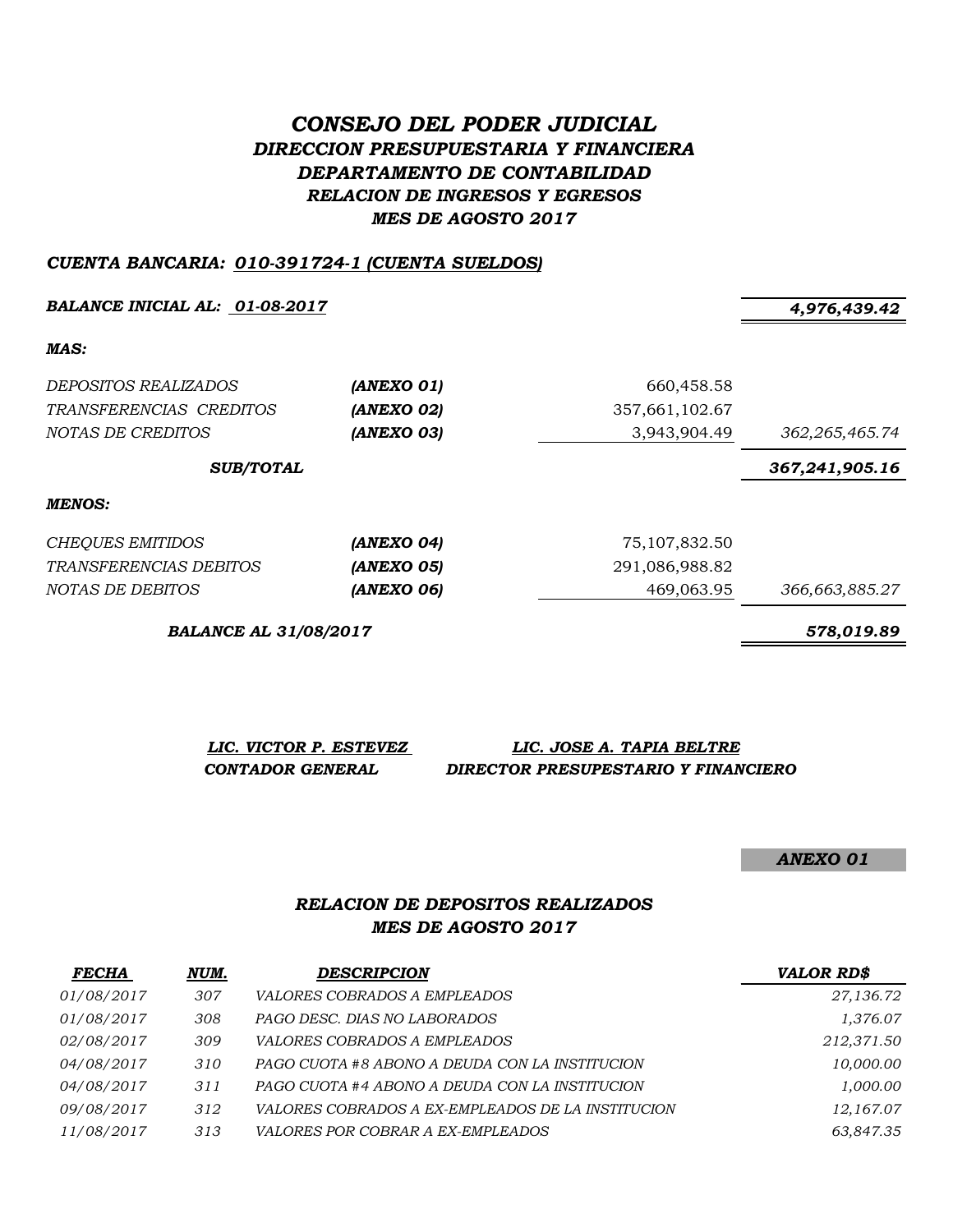# *CONSEJO DEL PODER JUDICIAL*
## *DIRECCION PRESUPUESTARIA Y FINANCIERA*
## *DEPARTAMENTO DE CONTABILIDAD*
## *RELACION DE INGRESOS Y EGRESOS*
## *MES DE AGOSTO 2017*

***CUENTA BANCARIA: 010-391724-1 (CUENTA SUELDOS)***

| | | | |
|---|---|---|---|
| ***BALANCE INICIAL AL: 01-08-2017*** | | | ***4,976,439.42*** |
| ***MAS:*** | | | |
| *DEPOSITOS REALIZADOS* | ***(ANEXO 01)*** | 660,458.58 | |
| *TRANSFERENCIAS CREDITOS* | ***(ANEXO 02)*** | 357,661,102.67 | |
| *NOTAS DE CREDITOS* | ***(ANEXO 03)*** | 3,943,904.49 | *362,265,465.74* |
| ***SUB/TOTAL*** | | | ***367,241,905.16*** |
| ***MENOS:*** | | | |
| *CHEQUES EMITIDOS* | ***(ANEXO 04)*** | 75,107,832.50 | |
| *TRANSFERENCIAS DEBITOS* | ***(ANEXO 05)*** | 291,086,988.82 | |
| *NOTAS DE DEBITOS* | ***(ANEXO 06)*** | 469,063.95 | *366,663,885.27* |
| ***BALANCE AL 31/08/2017*** | | | ***578,019.89*** |

***LIC. VICTOR P. ESTEVEZ*** — ***CONTADOR GENERAL***

***LIC. JOSE A. TAPIA BELTRE*** — ***DIRECTOR PRESUPESTARIO Y FINANCIERO***

***ANEXO 01***

## *RELACION DE DEPOSITOS REALIZADOS*
## *MES DE AGOSTO 2017*

| ***FECHA*** | ***NUM.*** | ***DESCRIPCION*** | ***VALOR RD$*** |
|---|---|---|---|
| *01/08/2017* | *307* | *VALORES COBRADOS A EMPLEADOS* | *27,136.72* |
| *01/08/2017* | *308* | *PAGO DESC. DIAS NO LABORADOS* | *1,376.07* |
| *02/08/2017* | *309* | *VALORES COBRADOS A EMPLEADOS* | *212,371.50* |
| *04/08/2017* | *310* | *PAGO CUOTA #8 ABONO A DEUDA CON LA INSTITUCION* | *10,000.00* |
| *04/08/2017* | *311* | *PAGO CUOTA #4 ABONO A DEUDA CON LA INSTITUCION* | *1,000.00* |
| *09/08/2017* | *312* | *VALORES COBRADOS A EX-EMPLEADOS DE LA INSTITUCION* | *12,167.07* |
| *11/08/2017* | *313* | *VALORES POR COBRAR A EX-EMPLEADOS* | *63,847.35* |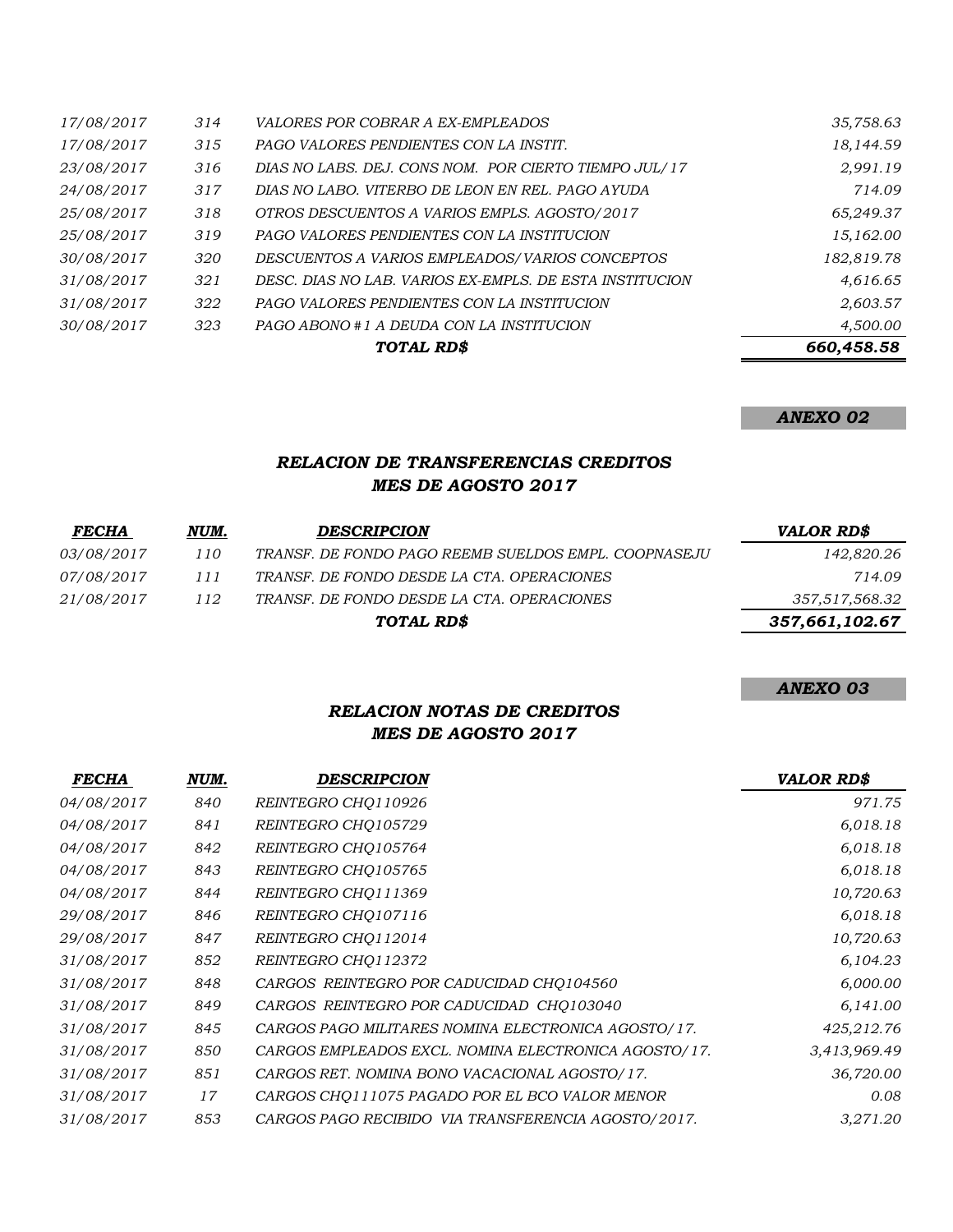| | | | |
|---|---|---|---|
| *17/08/2017* | *314* | *VALORES POR COBRAR A EX-EMPLEADOS* | *35,758.63* |
| *17/08/2017* | *315* | *PAGO VALORES PENDIENTES CON LA INSTIT.* | *18,144.59* |
| *23/08/2017* | *316* | *DIAS NO LABS. DEJ. CONS NOM. POR CIERTO TIEMPO JUL/17* | *2,991.19* |
| *24/08/2017* | *317* | *DIAS NO LABO. VITERBO DE LEON EN REL. PAGO AYUDA* | *714.09* |
| *25/08/2017* | *318* | *OTROS DESCUENTOS A VARIOS EMPLS. AGOSTO/2017* | *65,249.37* |
| *25/08/2017* | *319* | *PAGO VALORES PENDIENTES CON LA INSTITUCION* | *15,162.00* |
| *30/08/2017* | *320* | *DESCUENTOS A VARIOS EMPLEADOS/VARIOS CONCEPTOS* | *182,819.78* |
| *31/08/2017* | *321* | *DESC. DIAS NO LAB. VARIOS EX-EMPLS. DE ESTA INSTITUCION* | *4,616.65* |
| *31/08/2017* | *322* | *PAGO VALORES PENDIENTES CON LA INSTITUCION* | *2,603.57* |
| *30/08/2017* | *323* | *PAGO ABONO #1 A DEUDA CON LA INSTITUCION* | *4,500.00* |
| | | ***TOTAL RD$*** | ***660,458.58*** |

***ANEXO 02***

## *RELACION DE TRANSFERENCIAS CREDITOS*
## *MES DE AGOSTO 2017*

| ***FECHA*** | ***NUM.*** | ***DESCRIPCION*** | ***VALOR RD$*** |
|---|---|---|---|
| *03/08/2017* | *110* | *TRANSF. DE FONDO PAGO REEMB SUELDOS EMPL. COOPNASEJU* | *142,820.26* |
| *07/08/2017* | *111* | *TRANSF. DE FONDO DESDE LA CTA. OPERACIONES* | *714.09* |
| *21/08/2017* | *112* | *TRANSF. DE FONDO DESDE LA CTA. OPERACIONES* | *357,517,568.32* |
| | | ***TOTAL RD$*** | ***357,661,102.67*** |

***ANEXO 03***

## *RELACION NOTAS DE CREDITOS*
## *MES DE AGOSTO 2017*

| ***FECHA*** | ***NUM.*** | ***DESCRIPCION*** | ***VALOR RD$*** |
|---|---|---|---|
| *04/08/2017* | *840* | *REINTEGRO CHQ110926* | *971.75* |
| *04/08/2017* | *841* | *REINTEGRO CHQ105729* | *6,018.18* |
| *04/08/2017* | *842* | *REINTEGRO CHQ105764* | *6,018.18* |
| *04/08/2017* | *843* | *REINTEGRO CHQ105765* | *6,018.18* |
| *04/08/2017* | *844* | *REINTEGRO CHQ111369* | *10,720.63* |
| *29/08/2017* | *846* | *REINTEGRO CHQ107116* | *6,018.18* |
| *29/08/2017* | *847* | *REINTEGRO CHQ112014* | *10,720.63* |
| *31/08/2017* | *852* | *REINTEGRO CHQ112372* | *6,104.23* |
| *31/08/2017* | *848* | *CARGOS REINTEGRO POR CADUCIDAD CHQ104560* | *6,000.00* |
| *31/08/2017* | *849* | *CARGOS REINTEGRO POR CADUCIDAD CHQ103040* | *6,141.00* |
| *31/08/2017* | *845* | *CARGOS PAGO MILITARES NOMINA ELECTRONICA AGOSTO/17.* | *425,212.76* |
| *31/08/2017* | *850* | *CARGOS EMPLEADOS EXCL. NOMINA ELECTRONICA AGOSTO/17.* | *3,413,969.49* |
| *31/08/2017* | *851* | *CARGOS RET. NOMINA BONO VACACIONAL AGOSTO/17.* | *36,720.00* |
| *31/08/2017* | *17* | *CARGOS CHQ111075 PAGADO POR EL BCO VALOR MENOR* | *0.08* |
| *31/08/2017* | *853* | *CARGOS PAGO RECIBIDO VIA TRANSFERENCIA AGOSTO/2017.* | *3,271.20* |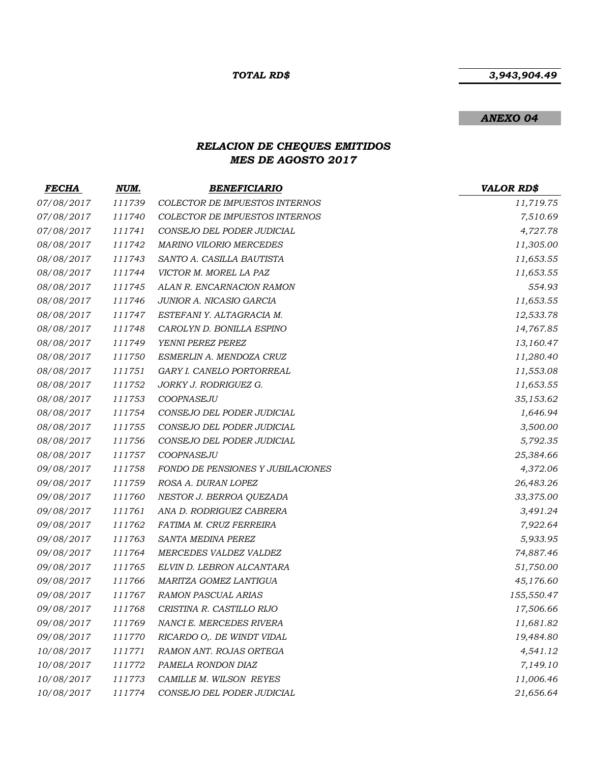***TOTAL RD$*** ***3,943,904.49***

***ANEXO 04***

## *RELACION DE CHEQUES EMITIDOS*
## *MES DE AGOSTO 2017*

| *FECHA* | *NUM.* | *BENEFICIARIO* | *VALOR RD$* |
|---|---|---|---|
| 07/08/2017 | 111739 | COLECTOR DE IMPUESTOS INTERNOS | 11,719.75 |
| 07/08/2017 | 111740 | COLECTOR DE IMPUESTOS INTERNOS | 7,510.69 |
| 07/08/2017 | 111741 | CONSEJO DEL PODER JUDICIAL | 4,727.78 |
| 08/08/2017 | 111742 | MARINO VILORIO MERCEDES | 11,305.00 |
| 08/08/2017 | 111743 | SANTO A. CASILLA BAUTISTA | 11,653.55 |
| 08/08/2017 | 111744 | VICTOR M. MOREL LA PAZ | 11,653.55 |
| 08/08/2017 | 111745 | ALAN R. ENCARNACION RAMON | 554.93 |
| 08/08/2017 | 111746 | JUNIOR A. NICASIO GARCIA | 11,653.55 |
| 08/08/2017 | 111747 | ESTEFANI Y. ALTAGRACIA M. | 12,533.78 |
| 08/08/2017 | 111748 | CAROLYN D. BONILLA ESPINO | 14,767.85 |
| 08/08/2017 | 111749 | YENNI PEREZ PEREZ | 13,160.47 |
| 08/08/2017 | 111750 | ESMERLIN A. MENDOZA CRUZ | 11,280.40 |
| 08/08/2017 | 111751 | GARY I. CANELO PORTORREAL | 11,553.08 |
| 08/08/2017 | 111752 | JORKY J. RODRIGUEZ G. | 11,653.55 |
| 08/08/2017 | 111753 | COOPNASEJU | 35,153.62 |
| 08/08/2017 | 111754 | CONSEJO DEL PODER JUDICIAL | 1,646.94 |
| 08/08/2017 | 111755 | CONSEJO DEL PODER JUDICIAL | 3,500.00 |
| 08/08/2017 | 111756 | CONSEJO DEL PODER JUDICIAL | 5,792.35 |
| 08/08/2017 | 111757 | COOPNASEJU | 25,384.66 |
| 09/08/2017 | 111758 | FONDO DE PENSIONES Y JUBILACIONES | 4,372.06 |
| 09/08/2017 | 111759 | ROSA A. DURAN LOPEZ | 26,483.26 |
| 09/08/2017 | 111760 | NESTOR J. BERROA QUEZADA | 33,375.00 |
| 09/08/2017 | 111761 | ANA D. RODRIGUEZ CABRERA | 3,491.24 |
| 09/08/2017 | 111762 | FATIMA M. CRUZ FERREIRA | 7,922.64 |
| 09/08/2017 | 111763 | SANTA MEDINA PEREZ | 5,933.95 |
| 09/08/2017 | 111764 | MERCEDES VALDEZ VALDEZ | 74,887.46 |
| 09/08/2017 | 111765 | ELVIN D. LEBRON ALCANTARA | 51,750.00 |
| 09/08/2017 | 111766 | MARITZA GOMEZ LANTIGUA | 45,176.60 |
| 09/08/2017 | 111767 | RAMON PASCUAL ARIAS | 155,550.47 |
| 09/08/2017 | 111768 | CRISTINA R. CASTILLO RIJO | 17,506.66 |
| 09/08/2017 | 111769 | NANCI E. MERCEDES RIVERA | 11,681.82 |
| 09/08/2017 | 111770 | RICARDO O,. DE WINDT VIDAL | 19,484.80 |
| 10/08/2017 | 111771 | RAMON ANT. ROJAS ORTEGA | 4,541.12 |
| 10/08/2017 | 111772 | PAMELA RONDON DIAZ | 7,149.10 |
| 10/08/2017 | 111773 | CAMILLE M. WILSON REYES | 11,006.46 |
| 10/08/2017 | 111774 | CONSEJO DEL PODER JUDICIAL | 21,656.64 |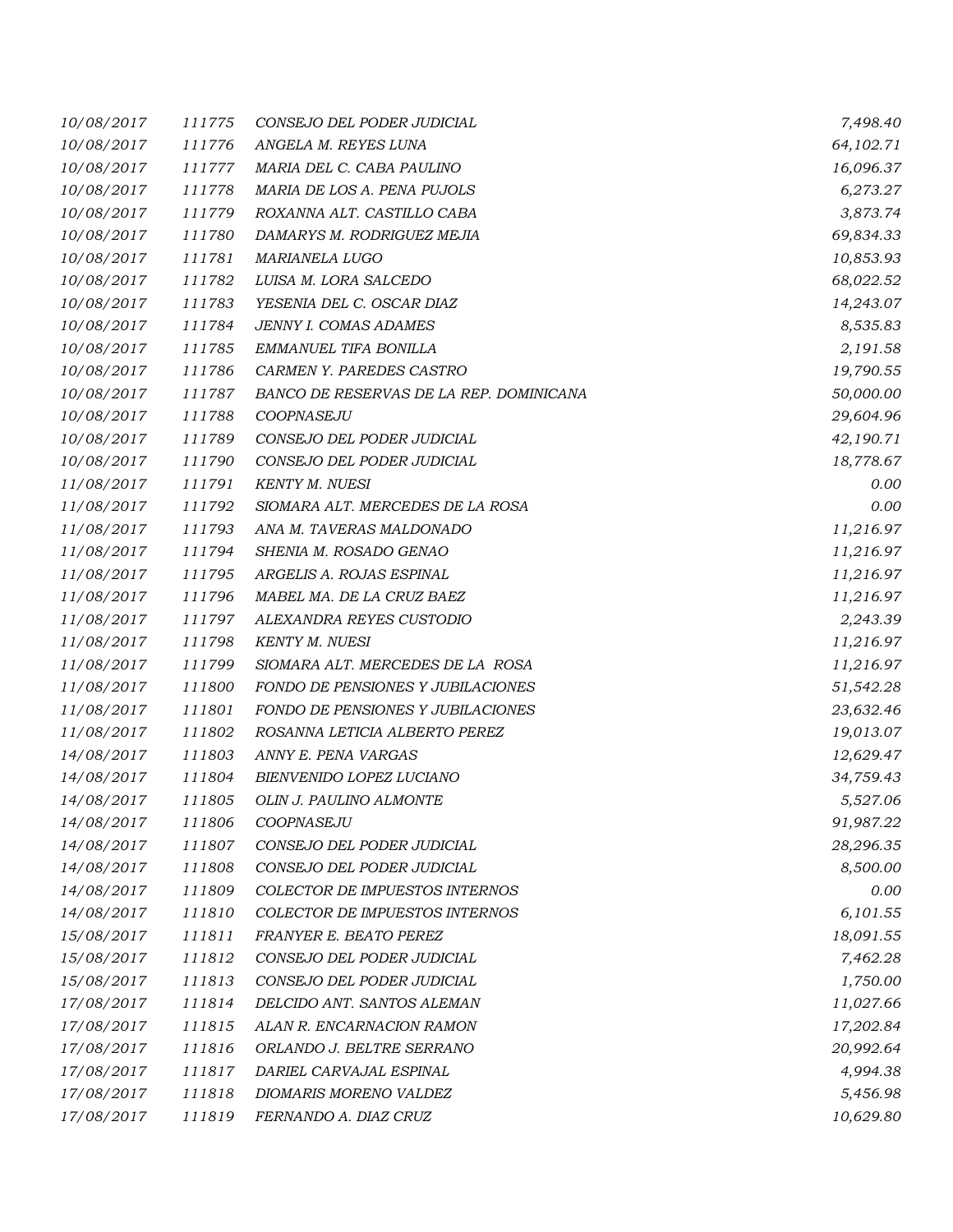| | | | |
|---|---|---|---|
| 10/08/2017 | 111775 | CONSEJO DEL PODER JUDICIAL | 7,498.40 |
| 10/08/2017 | 111776 | ANGELA M. REYES LUNA | 64,102.71 |
| 10/08/2017 | 111777 | MARIA DEL C. CABA PAULINO | 16,096.37 |
| 10/08/2017 | 111778 | MARIA DE LOS A. PENA PUJOLS | 6,273.27 |
| 10/08/2017 | 111779 | ROXANNA ALT. CASTILLO CABA | 3,873.74 |
| 10/08/2017 | 111780 | DAMARYS M. RODRIGUEZ MEJIA | 69,834.33 |
| 10/08/2017 | 111781 | MARIANELA LUGO | 10,853.93 |
| 10/08/2017 | 111782 | LUISA M. LORA SALCEDO | 68,022.52 |
| 10/08/2017 | 111783 | YESENIA DEL C. OSCAR DIAZ | 14,243.07 |
| 10/08/2017 | 111784 | JENNY I. COMAS ADAMES | 8,535.83 |
| 10/08/2017 | 111785 | EMMANUEL TIFA BONILLA | 2,191.58 |
| 10/08/2017 | 111786 | CARMEN Y. PAREDES CASTRO | 19,790.55 |
| 10/08/2017 | 111787 | BANCO DE RESERVAS DE LA REP. DOMINICANA | 50,000.00 |
| 10/08/2017 | 111788 | COOPNASEJU | 29,604.96 |
| 10/08/2017 | 111789 | CONSEJO DEL PODER JUDICIAL | 42,190.71 |
| 10/08/2017 | 111790 | CONSEJO DEL PODER JUDICIAL | 18,778.67 |
| 11/08/2017 | 111791 | KENTY M. NUESI | 0.00 |
| 11/08/2017 | 111792 | SIOMARA ALT. MERCEDES DE LA ROSA | 0.00 |
| 11/08/2017 | 111793 | ANA M. TAVERAS MALDONADO | 11,216.97 |
| 11/08/2017 | 111794 | SHENIA M. ROSADO GENAO | 11,216.97 |
| 11/08/2017 | 111795 | ARGELIS A. ROJAS ESPINAL | 11,216.97 |
| 11/08/2017 | 111796 | MABEL MA. DE LA CRUZ BAEZ | 11,216.97 |
| 11/08/2017 | 111797 | ALEXANDRA REYES CUSTODIO | 2,243.39 |
| 11/08/2017 | 111798 | KENTY M. NUESI | 11,216.97 |
| 11/08/2017 | 111799 | SIOMARA ALT. MERCEDES DE LA ROSA | 11,216.97 |
| 11/08/2017 | 111800 | FONDO DE PENSIONES Y JUBILACIONES | 51,542.28 |
| 11/08/2017 | 111801 | FONDO DE PENSIONES Y JUBILACIONES | 23,632.46 |
| 11/08/2017 | 111802 | ROSANNA LETICIA ALBERTO PEREZ | 19,013.07 |
| 14/08/2017 | 111803 | ANNY E. PENA VARGAS | 12,629.47 |
| 14/08/2017 | 111804 | BIENVENIDO LOPEZ LUCIANO | 34,759.43 |
| 14/08/2017 | 111805 | OLIN J. PAULINO ALMONTE | 5,527.06 |
| 14/08/2017 | 111806 | COOPNASEJU | 91,987.22 |
| 14/08/2017 | 111807 | CONSEJO DEL PODER JUDICIAL | 28,296.35 |
| 14/08/2017 | 111808 | CONSEJO DEL PODER JUDICIAL | 8,500.00 |
| 14/08/2017 | 111809 | COLECTOR DE IMPUESTOS INTERNOS | 0.00 |
| 14/08/2017 | 111810 | COLECTOR DE IMPUESTOS INTERNOS | 6,101.55 |
| 15/08/2017 | 111811 | FRANYER E. BEATO PEREZ | 18,091.55 |
| 15/08/2017 | 111812 | CONSEJO DEL PODER JUDICIAL | 7,462.28 |
| 15/08/2017 | 111813 | CONSEJO DEL PODER JUDICIAL | 1,750.00 |
| 17/08/2017 | 111814 | DELCIDO ANT. SANTOS ALEMAN | 11,027.66 |
| 17/08/2017 | 111815 | ALAN R. ENCARNACION RAMON | 17,202.84 |
| 17/08/2017 | 111816 | ORLANDO J. BELTRE SERRANO | 20,992.64 |
| 17/08/2017 | 111817 | DARIEL CARVAJAL ESPINAL | 4,994.38 |
| 17/08/2017 | 111818 | DIOMARIS MORENO VALDEZ | 5,456.98 |
| 17/08/2017 | 111819 | FERNANDO A. DIAZ CRUZ | 10,629.80 |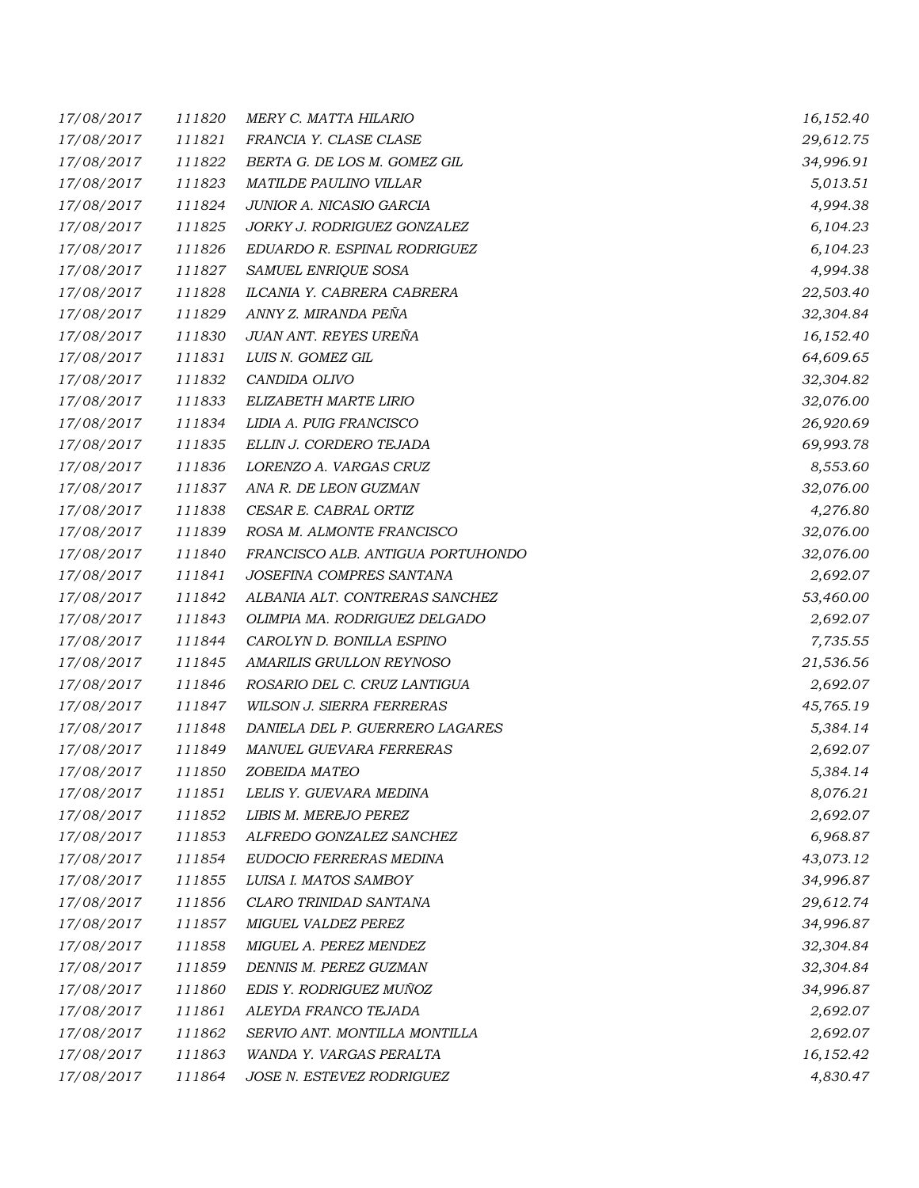| | | | |
|---|---|---|---|
| 17/08/2017 | 111820 | MERY C. MATTA HILARIO | 16,152.40 |
| 17/08/2017 | 111821 | FRANCIA Y. CLASE CLASE | 29,612.75 |
| 17/08/2017 | 111822 | BERTA G. DE LOS M. GOMEZ GIL | 34,996.91 |
| 17/08/2017 | 111823 | MATILDE PAULINO VILLAR | 5,013.51 |
| 17/08/2017 | 111824 | JUNIOR A. NICASIO GARCIA | 4,994.38 |
| 17/08/2017 | 111825 | JORKY J. RODRIGUEZ GONZALEZ | 6,104.23 |
| 17/08/2017 | 111826 | EDUARDO R. ESPINAL RODRIGUEZ | 6,104.23 |
| 17/08/2017 | 111827 | SAMUEL ENRIQUE SOSA | 4,994.38 |
| 17/08/2017 | 111828 | ILCANIA Y. CABRERA CABRERA | 22,503.40 |
| 17/08/2017 | 111829 | ANNY Z. MIRANDA PEÑA | 32,304.84 |
| 17/08/2017 | 111830 | JUAN ANT. REYES UREÑA | 16,152.40 |
| 17/08/2017 | 111831 | LUIS N. GOMEZ GIL | 64,609.65 |
| 17/08/2017 | 111832 | CANDIDA OLIVO | 32,304.82 |
| 17/08/2017 | 111833 | ELIZABETH MARTE LIRIO | 32,076.00 |
| 17/08/2017 | 111834 | LIDIA A. PUIG FRANCISCO | 26,920.69 |
| 17/08/2017 | 111835 | ELLIN J. CORDERO TEJADA | 69,993.78 |
| 17/08/2017 | 111836 | LORENZO A. VARGAS CRUZ | 8,553.60 |
| 17/08/2017 | 111837 | ANA R. DE LEON GUZMAN | 32,076.00 |
| 17/08/2017 | 111838 | CESAR E. CABRAL ORTIZ | 4,276.80 |
| 17/08/2017 | 111839 | ROSA M. ALMONTE FRANCISCO | 32,076.00 |
| 17/08/2017 | 111840 | FRANCISCO ALB. ANTIGUA PORTUHONDO | 32,076.00 |
| 17/08/2017 | 111841 | JOSEFINA COMPRES SANTANA | 2,692.07 |
| 17/08/2017 | 111842 | ALBANIA ALT. CONTRERAS SANCHEZ | 53,460.00 |
| 17/08/2017 | 111843 | OLIMPIA MA. RODRIGUEZ DELGADO | 2,692.07 |
| 17/08/2017 | 111844 | CAROLYN D. BONILLA ESPINO | 7,735.55 |
| 17/08/2017 | 111845 | AMARILIS GRULLON REYNOSO | 21,536.56 |
| 17/08/2017 | 111846 | ROSARIO DEL C. CRUZ LANTIGUA | 2,692.07 |
| 17/08/2017 | 111847 | WILSON J. SIERRA FERRERAS | 45,765.19 |
| 17/08/2017 | 111848 | DANIELA DEL P. GUERRERO LAGARES | 5,384.14 |
| 17/08/2017 | 111849 | MANUEL GUEVARA FERRERAS | 2,692.07 |
| 17/08/2017 | 111850 | ZOBEIDA MATEO | 5,384.14 |
| 17/08/2017 | 111851 | LELIS Y. GUEVARA MEDINA | 8,076.21 |
| 17/08/2017 | 111852 | LIBIS M. MEREJO PEREZ | 2,692.07 |
| 17/08/2017 | 111853 | ALFREDO GONZALEZ SANCHEZ | 6,968.87 |
| 17/08/2017 | 111854 | EUDOCIO FERRERAS MEDINA | 43,073.12 |
| 17/08/2017 | 111855 | LUISA I. MATOS SAMBOY | 34,996.87 |
| 17/08/2017 | 111856 | CLARO TRINIDAD SANTANA | 29,612.74 |
| 17/08/2017 | 111857 | MIGUEL VALDEZ PEREZ | 34,996.87 |
| 17/08/2017 | 111858 | MIGUEL A. PEREZ MENDEZ | 32,304.84 |
| 17/08/2017 | 111859 | DENNIS M. PEREZ GUZMAN | 32,304.84 |
| 17/08/2017 | 111860 | EDIS Y. RODRIGUEZ MUÑOZ | 34,996.87 |
| 17/08/2017 | 111861 | ALEYDA FRANCO TEJADA | 2,692.07 |
| 17/08/2017 | 111862 | SERVIO ANT. MONTILLA MONTILLA | 2,692.07 |
| 17/08/2017 | 111863 | WANDA Y. VARGAS PERALTA | 16,152.42 |
| 17/08/2017 | 111864 | JOSE N. ESTEVEZ RODRIGUEZ | 4,830.47 |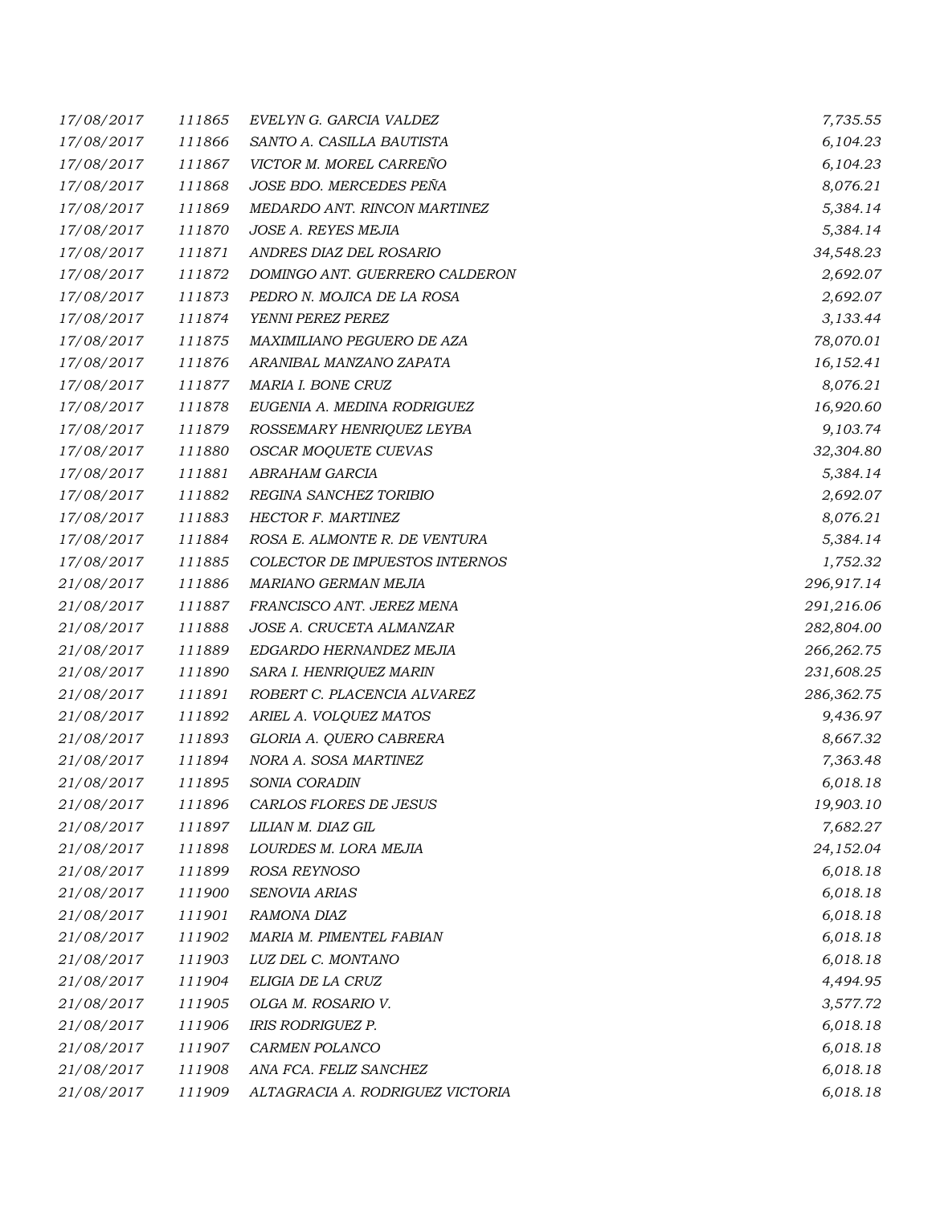| | | | |
|---|---|---|---|
| 17/08/2017 | 111865 | EVELYN G. GARCIA VALDEZ | 7,735.55 |
| 17/08/2017 | 111866 | SANTO A. CASILLA BAUTISTA | 6,104.23 |
| 17/08/2017 | 111867 | VICTOR M. MOREL CARREÑO | 6,104.23 |
| 17/08/2017 | 111868 | JOSE BDO. MERCEDES PEÑA | 8,076.21 |
| 17/08/2017 | 111869 | MEDARDO ANT. RINCON MARTINEZ | 5,384.14 |
| 17/08/2017 | 111870 | JOSE A. REYES MEJIA | 5,384.14 |
| 17/08/2017 | 111871 | ANDRES DIAZ DEL ROSARIO | 34,548.23 |
| 17/08/2017 | 111872 | DOMINGO ANT. GUERRERO CALDERON | 2,692.07 |
| 17/08/2017 | 111873 | PEDRO N. MOJICA DE LA ROSA | 2,692.07 |
| 17/08/2017 | 111874 | YENNI PEREZ PEREZ | 3,133.44 |
| 17/08/2017 | 111875 | MAXIMILIANO PEGUERO DE AZA | 78,070.01 |
| 17/08/2017 | 111876 | ARANIBAL MANZANO ZAPATA | 16,152.41 |
| 17/08/2017 | 111877 | MARIA I. BONE CRUZ | 8,076.21 |
| 17/08/2017 | 111878 | EUGENIA A. MEDINA RODRIGUEZ | 16,920.60 |
| 17/08/2017 | 111879 | ROSSEMARY HENRIQUEZ LEYBA | 9,103.74 |
| 17/08/2017 | 111880 | OSCAR MOQUETE CUEVAS | 32,304.80 |
| 17/08/2017 | 111881 | ABRAHAM GARCIA | 5,384.14 |
| 17/08/2017 | 111882 | REGINA SANCHEZ TORIBIO | 2,692.07 |
| 17/08/2017 | 111883 | HECTOR F. MARTINEZ | 8,076.21 |
| 17/08/2017 | 111884 | ROSA E. ALMONTE R. DE VENTURA | 5,384.14 |
| 17/08/2017 | 111885 | COLECTOR DE IMPUESTOS INTERNOS | 1,752.32 |
| 21/08/2017 | 111886 | MARIANO GERMAN MEJIA | 296,917.14 |
| 21/08/2017 | 111887 | FRANCISCO ANT. JEREZ MENA | 291,216.06 |
| 21/08/2017 | 111888 | JOSE A. CRUCETA ALMANZAR | 282,804.00 |
| 21/08/2017 | 111889 | EDGARDO HERNANDEZ MEJIA | 266,262.75 |
| 21/08/2017 | 111890 | SARA I. HENRIQUEZ MARIN | 231,608.25 |
| 21/08/2017 | 111891 | ROBERT C. PLACENCIA ALVAREZ | 286,362.75 |
| 21/08/2017 | 111892 | ARIEL A. VOLQUEZ MATOS | 9,436.97 |
| 21/08/2017 | 111893 | GLORIA A. QUERO CABRERA | 8,667.32 |
| 21/08/2017 | 111894 | NORA A. SOSA MARTINEZ | 7,363.48 |
| 21/08/2017 | 111895 | SONIA CORADIN | 6,018.18 |
| 21/08/2017 | 111896 | CARLOS FLORES DE JESUS | 19,903.10 |
| 21/08/2017 | 111897 | LILIAN M. DIAZ GIL | 7,682.27 |
| 21/08/2017 | 111898 | LOURDES M. LORA MEJIA | 24,152.04 |
| 21/08/2017 | 111899 | ROSA REYNOSO | 6,018.18 |
| 21/08/2017 | 111900 | SENOVIA ARIAS | 6,018.18 |
| 21/08/2017 | 111901 | RAMONA DIAZ | 6,018.18 |
| 21/08/2017 | 111902 | MARIA M. PIMENTEL FABIAN | 6,018.18 |
| 21/08/2017 | 111903 | LUZ DEL C. MONTANO | 6,018.18 |
| 21/08/2017 | 111904 | ELIGIA DE LA CRUZ | 4,494.95 |
| 21/08/2017 | 111905 | OLGA M. ROSARIO V. | 3,577.72 |
| 21/08/2017 | 111906 | IRIS RODRIGUEZ P. | 6,018.18 |
| 21/08/2017 | 111907 | CARMEN POLANCO | 6,018.18 |
| 21/08/2017 | 111908 | ANA FCA. FELIZ SANCHEZ | 6,018.18 |
| 21/08/2017 | 111909 | ALTAGRACIA A. RODRIGUEZ VICTORIA | 6,018.18 |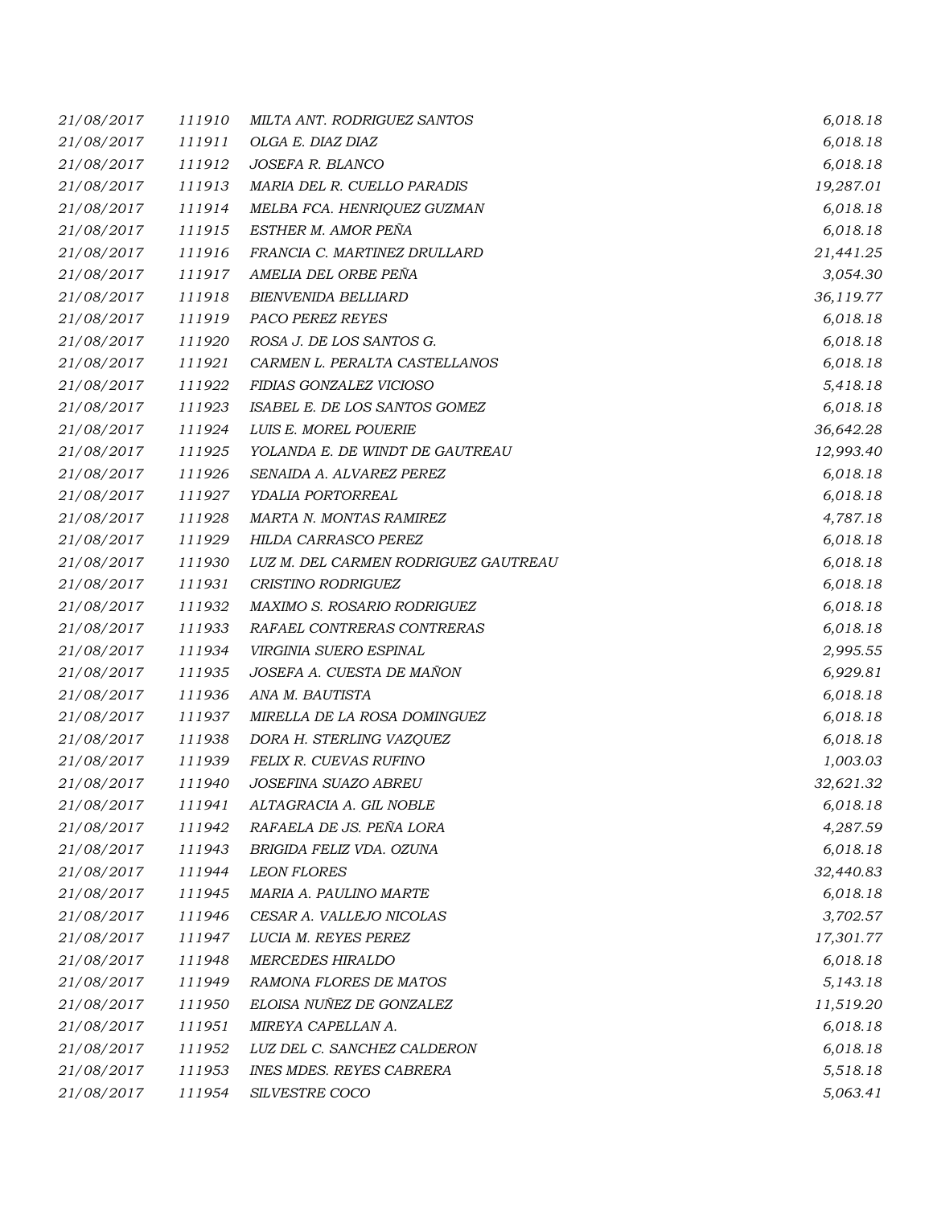| | | | |
|---|---|---|---|
| *21/08/2017* | *111910* | *MILTA ANT. RODRIGUEZ SANTOS* | *6,018.18* |
| *21/08/2017* | *111911* | *OLGA E. DIAZ DIAZ* | *6,018.18* |
| *21/08/2017* | *111912* | *JOSEFA R. BLANCO* | *6,018.18* |
| *21/08/2017* | *111913* | *MARIA DEL R. CUELLO PARADIS* | *19,287.01* |
| *21/08/2017* | *111914* | *MELBA FCA. HENRIQUEZ GUZMAN* | *6,018.18* |
| *21/08/2017* | *111915* | *ESTHER M. AMOR PEÑA* | *6,018.18* |
| *21/08/2017* | *111916* | *FRANCIA C. MARTINEZ DRULLARD* | *21,441.25* |
| *21/08/2017* | *111917* | *AMELIA DEL ORBE PEÑA* | *3,054.30* |
| *21/08/2017* | *111918* | *BIENVENIDA BELLIARD* | *36,119.77* |
| *21/08/2017* | *111919* | *PACO PEREZ REYES* | *6,018.18* |
| *21/08/2017* | *111920* | *ROSA J. DE LOS SANTOS G.* | *6,018.18* |
| *21/08/2017* | *111921* | *CARMEN L. PERALTA CASTELLANOS* | *6,018.18* |
| *21/08/2017* | *111922* | *FIDIAS GONZALEZ VICIOSO* | *5,418.18* |
| *21/08/2017* | *111923* | *ISABEL E. DE LOS SANTOS GOMEZ* | *6,018.18* |
| *21/08/2017* | *111924* | *LUIS E. MOREL POUERIE* | *36,642.28* |
| *21/08/2017* | *111925* | *YOLANDA E. DE WINDT DE GAUTREAU* | *12,993.40* |
| *21/08/2017* | *111926* | *SENAIDA A. ALVAREZ PEREZ* | *6,018.18* |
| *21/08/2017* | *111927* | *YDALIA PORTORREAL* | *6,018.18* |
| *21/08/2017* | *111928* | *MARTA N. MONTAS RAMIREZ* | *4,787.18* |
| *21/08/2017* | *111929* | *HILDA CARRASCO PEREZ* | *6,018.18* |
| *21/08/2017* | *111930* | *LUZ M. DEL CARMEN RODRIGUEZ GAUTREAU* | *6,018.18* |
| *21/08/2017* | *111931* | *CRISTINO RODRIGUEZ* | *6,018.18* |
| *21/08/2017* | *111932* | *MAXIMO S. ROSARIO RODRIGUEZ* | *6,018.18* |
| *21/08/2017* | *111933* | *RAFAEL CONTRERAS CONTRERAS* | *6,018.18* |
| *21/08/2017* | *111934* | *VIRGINIA SUERO ESPINAL* | *2,995.55* |
| *21/08/2017* | *111935* | *JOSEFA A. CUESTA DE MAÑON* | *6,929.81* |
| *21/08/2017* | *111936* | *ANA M. BAUTISTA* | *6,018.18* |
| *21/08/2017* | *111937* | *MIRELLA DE LA ROSA DOMINGUEZ* | *6,018.18* |
| *21/08/2017* | *111938* | *DORA H. STERLING VAZQUEZ* | *6,018.18* |
| *21/08/2017* | *111939* | *FELIX R. CUEVAS RUFINO* | *1,003.03* |
| *21/08/2017* | *111940* | *JOSEFINA SUAZO ABREU* | *32,621.32* |
| *21/08/2017* | *111941* | *ALTAGRACIA A. GIL NOBLE* | *6,018.18* |
| *21/08/2017* | *111942* | *RAFAELA DE JS. PEÑA LORA* | *4,287.59* |
| *21/08/2017* | *111943* | *BRIGIDA FELIZ VDA. OZUNA* | *6,018.18* |
| *21/08/2017* | *111944* | *LEON FLORES* | *32,440.83* |
| *21/08/2017* | *111945* | *MARIA A. PAULINO MARTE* | *6,018.18* |
| *21/08/2017* | *111946* | *CESAR A. VALLEJO NICOLAS* | *3,702.57* |
| *21/08/2017* | *111947* | *LUCIA M. REYES PEREZ* | *17,301.77* |
| *21/08/2017* | *111948* | *MERCEDES HIRALDO* | *6,018.18* |
| *21/08/2017* | *111949* | *RAMONA FLORES DE MATOS* | *5,143.18* |
| *21/08/2017* | *111950* | *ELOISA NUÑEZ DE GONZALEZ* | *11,519.20* |
| *21/08/2017* | *111951* | *MIREYA CAPELLAN A.* | *6,018.18* |
| *21/08/2017* | *111952* | *LUZ DEL C. SANCHEZ CALDERON* | *6,018.18* |
| *21/08/2017* | *111953* | *INES MDES. REYES CABRERA* | *5,518.18* |
| *21/08/2017* | *111954* | *SILVESTRE COCO* | *5,063.41* |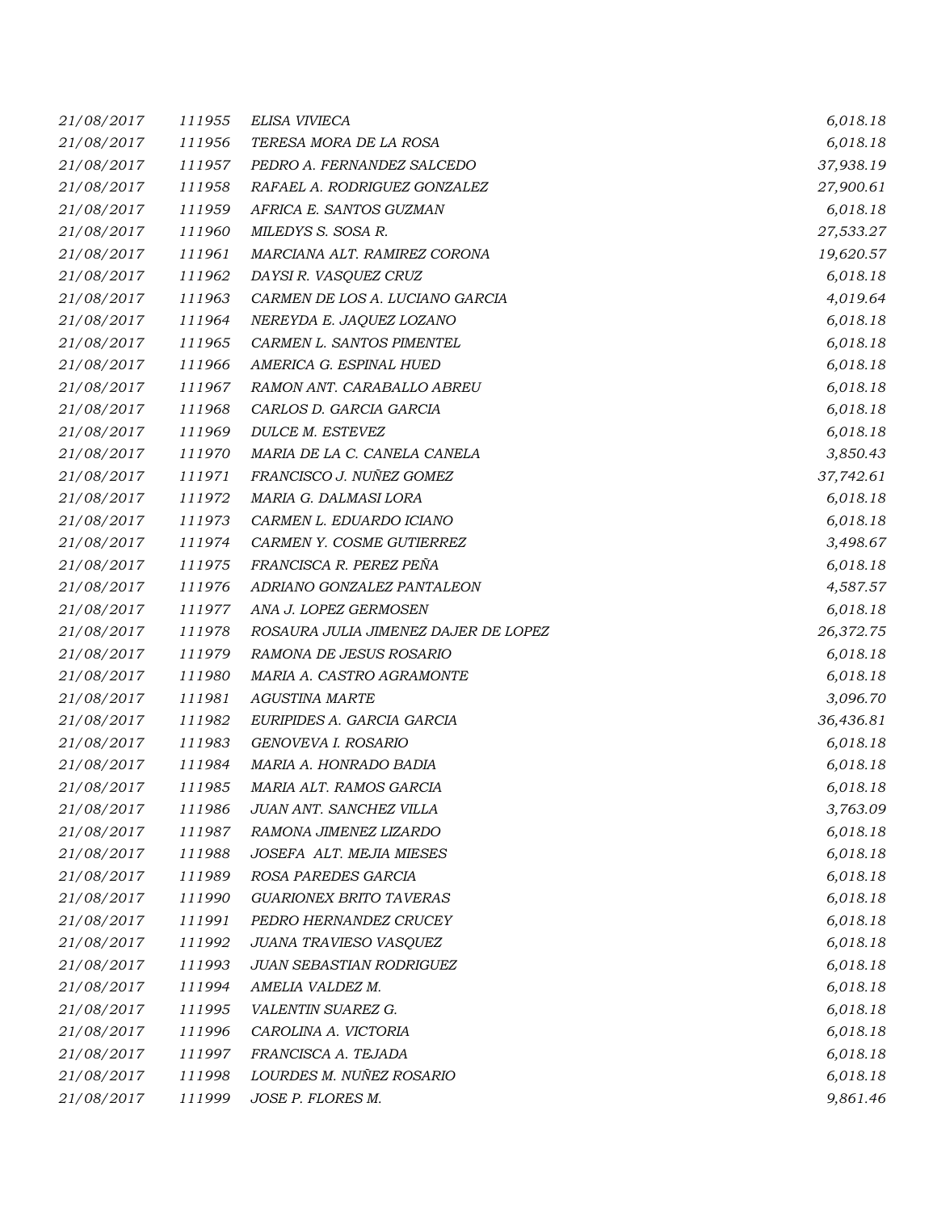| | | | |
|---|---|---|---|
| 21/08/2017 | 111955 | ELISA VIVIECA | 6,018.18 |
| 21/08/2017 | 111956 | TERESA MORA DE LA ROSA | 6,018.18 |
| 21/08/2017 | 111957 | PEDRO A. FERNANDEZ SALCEDO | 37,938.19 |
| 21/08/2017 | 111958 | RAFAEL A. RODRIGUEZ GONZALEZ | 27,900.61 |
| 21/08/2017 | 111959 | AFRICA E. SANTOS GUZMAN | 6,018.18 |
| 21/08/2017 | 111960 | MILEDYS S. SOSA R. | 27,533.27 |
| 21/08/2017 | 111961 | MARCIANA ALT. RAMIREZ CORONA | 19,620.57 |
| 21/08/2017 | 111962 | DAYSI R. VASQUEZ CRUZ | 6,018.18 |
| 21/08/2017 | 111963 | CARMEN DE LOS A. LUCIANO GARCIA | 4,019.64 |
| 21/08/2017 | 111964 | NEREYDA E. JAQUEZ LOZANO | 6,018.18 |
| 21/08/2017 | 111965 | CARMEN L. SANTOS PIMENTEL | 6,018.18 |
| 21/08/2017 | 111966 | AMERICA G. ESPINAL HUED | 6,018.18 |
| 21/08/2017 | 111967 | RAMON ANT. CARABALLO ABREU | 6,018.18 |
| 21/08/2017 | 111968 | CARLOS D. GARCIA GARCIA | 6,018.18 |
| 21/08/2017 | 111969 | DULCE M. ESTEVEZ | 6,018.18 |
| 21/08/2017 | 111970 | MARIA DE LA C. CANELA CANELA | 3,850.43 |
| 21/08/2017 | 111971 | FRANCISCO J. NUÑEZ GOMEZ | 37,742.61 |
| 21/08/2017 | 111972 | MARIA G. DALMASI LORA | 6,018.18 |
| 21/08/2017 | 111973 | CARMEN L. EDUARDO ICIANO | 6,018.18 |
| 21/08/2017 | 111974 | CARMEN Y. COSME GUTIERREZ | 3,498.67 |
| 21/08/2017 | 111975 | FRANCISCA R. PEREZ PEÑA | 6,018.18 |
| 21/08/2017 | 111976 | ADRIANO GONZALEZ PANTALEON | 4,587.57 |
| 21/08/2017 | 111977 | ANA J. LOPEZ GERMOSEN | 6,018.18 |
| 21/08/2017 | 111978 | ROSAURA JULIA JIMENEZ DAJER DE LOPEZ | 26,372.75 |
| 21/08/2017 | 111979 | RAMONA DE JESUS ROSARIO | 6,018.18 |
| 21/08/2017 | 111980 | MARIA A. CASTRO AGRAMONTE | 6,018.18 |
| 21/08/2017 | 111981 | AGUSTINA MARTE | 3,096.70 |
| 21/08/2017 | 111982 | EURIPIDES A. GARCIA GARCIA | 36,436.81 |
| 21/08/2017 | 111983 | GENOVEVA I. ROSARIO | 6,018.18 |
| 21/08/2017 | 111984 | MARIA A. HONRADO BADIA | 6,018.18 |
| 21/08/2017 | 111985 | MARIA ALT. RAMOS GARCIA | 6,018.18 |
| 21/08/2017 | 111986 | JUAN ANT. SANCHEZ VILLA | 3,763.09 |
| 21/08/2017 | 111987 | RAMONA JIMENEZ LIZARDO | 6,018.18 |
| 21/08/2017 | 111988 | JOSEFA ALT. MEJIA MIESES | 6,018.18 |
| 21/08/2017 | 111989 | ROSA PAREDES GARCIA | 6,018.18 |
| 21/08/2017 | 111990 | GUARIONEX BRITO TAVERAS | 6,018.18 |
| 21/08/2017 | 111991 | PEDRO HERNANDEZ CRUCEY | 6,018.18 |
| 21/08/2017 | 111992 | JUANA TRAVIESO VASQUEZ | 6,018.18 |
| 21/08/2017 | 111993 | JUAN SEBASTIAN RODRIGUEZ | 6,018.18 |
| 21/08/2017 | 111994 | AMELIA VALDEZ M. | 6,018.18 |
| 21/08/2017 | 111995 | VALENTIN SUAREZ G. | 6,018.18 |
| 21/08/2017 | 111996 | CAROLINA A. VICTORIA | 6,018.18 |
| 21/08/2017 | 111997 | FRANCISCA A. TEJADA | 6,018.18 |
| 21/08/2017 | 111998 | LOURDES M. NUÑEZ ROSARIO | 6,018.18 |
| 21/08/2017 | 111999 | JOSE P. FLORES M. | 9,861.46 |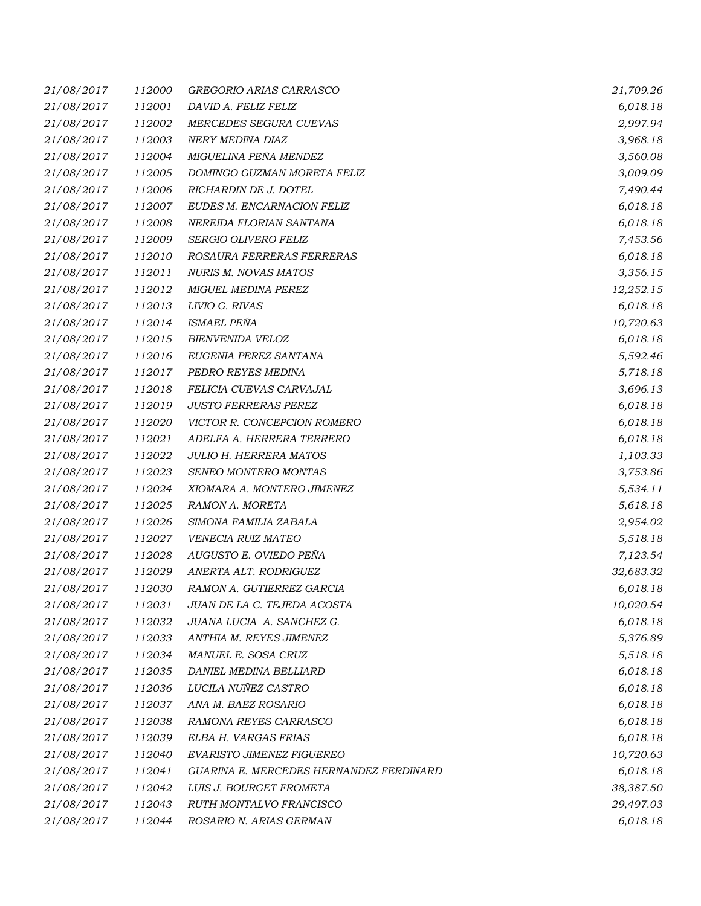| | | | |
|---|---|---|---|
| 21/08/2017 | 112000 | GREGORIO ARIAS CARRASCO | 21,709.26 |
| 21/08/2017 | 112001 | DAVID A. FELIZ FELIZ | 6,018.18 |
| 21/08/2017 | 112002 | MERCEDES SEGURA CUEVAS | 2,997.94 |
| 21/08/2017 | 112003 | NERY MEDINA DIAZ | 3,968.18 |
| 21/08/2017 | 112004 | MIGUELINA PEÑA MENDEZ | 3,560.08 |
| 21/08/2017 | 112005 | DOMINGO GUZMAN MORETA FELIZ | 3,009.09 |
| 21/08/2017 | 112006 | RICHARDIN DE J. DOTEL | 7,490.44 |
| 21/08/2017 | 112007 | EUDES M. ENCARNACION FELIZ | 6,018.18 |
| 21/08/2017 | 112008 | NEREIDA FLORIAN SANTANA | 6,018.18 |
| 21/08/2017 | 112009 | SERGIO OLIVERO FELIZ | 7,453.56 |
| 21/08/2017 | 112010 | ROSAURA FERRERAS FERRERAS | 6,018.18 |
| 21/08/2017 | 112011 | NURIS M. NOVAS MATOS | 3,356.15 |
| 21/08/2017 | 112012 | MIGUEL MEDINA PEREZ | 12,252.15 |
| 21/08/2017 | 112013 | LIVIO G. RIVAS | 6,018.18 |
| 21/08/2017 | 112014 | ISMAEL PEÑA | 10,720.63 |
| 21/08/2017 | 112015 | BIENVENIDA VELOZ | 6,018.18 |
| 21/08/2017 | 112016 | EUGENIA PEREZ SANTANA | 5,592.46 |
| 21/08/2017 | 112017 | PEDRO REYES MEDINA | 5,718.18 |
| 21/08/2017 | 112018 | FELICIA CUEVAS CARVAJAL | 3,696.13 |
| 21/08/2017 | 112019 | JUSTO FERRERAS PEREZ | 6,018.18 |
| 21/08/2017 | 112020 | VICTOR R. CONCEPCION ROMERO | 6,018.18 |
| 21/08/2017 | 112021 | ADELFA A. HERRERA TERRERO | 6,018.18 |
| 21/08/2017 | 112022 | JULIO H. HERRERA MATOS | 1,103.33 |
| 21/08/2017 | 112023 | SENEO MONTERO MONTAS | 3,753.86 |
| 21/08/2017 | 112024 | XIOMARA A. MONTERO JIMENEZ | 5,534.11 |
| 21/08/2017 | 112025 | RAMON A. MORETA | 5,618.18 |
| 21/08/2017 | 112026 | SIMONA FAMILIA ZABALA | 2,954.02 |
| 21/08/2017 | 112027 | VENECIA RUIZ MATEO | 5,518.18 |
| 21/08/2017 | 112028 | AUGUSTO E. OVIEDO PEÑA | 7,123.54 |
| 21/08/2017 | 112029 | ANERTA ALT. RODRIGUEZ | 32,683.32 |
| 21/08/2017 | 112030 | RAMON A. GUTIERREZ GARCIA | 6,018.18 |
| 21/08/2017 | 112031 | JUAN DE LA C. TEJEDA ACOSTA | 10,020.54 |
| 21/08/2017 | 112032 | JUANA LUCIA A. SANCHEZ G. | 6,018.18 |
| 21/08/2017 | 112033 | ANTHIA M. REYES JIMENEZ | 5,376.89 |
| 21/08/2017 | 112034 | MANUEL E. SOSA CRUZ | 5,518.18 |
| 21/08/2017 | 112035 | DANIEL MEDINA BELLIARD | 6,018.18 |
| 21/08/2017 | 112036 | LUCILA NUÑEZ CASTRO | 6,018.18 |
| 21/08/2017 | 112037 | ANA M. BAEZ ROSARIO | 6,018.18 |
| 21/08/2017 | 112038 | RAMONA REYES CARRASCO | 6,018.18 |
| 21/08/2017 | 112039 | ELBA H. VARGAS FRIAS | 6,018.18 |
| 21/08/2017 | 112040 | EVARISTO JIMENEZ FIGUEREO | 10,720.63 |
| 21/08/2017 | 112041 | GUARINA E. MERCEDES HERNANDEZ FERDINARD | 6,018.18 |
| 21/08/2017 | 112042 | LUIS J. BOURGET FROMETA | 38,387.50 |
| 21/08/2017 | 112043 | RUTH MONTALVO FRANCISCO | 29,497.03 |
| 21/08/2017 | 112044 | ROSARIO N. ARIAS GERMAN | 6,018.18 |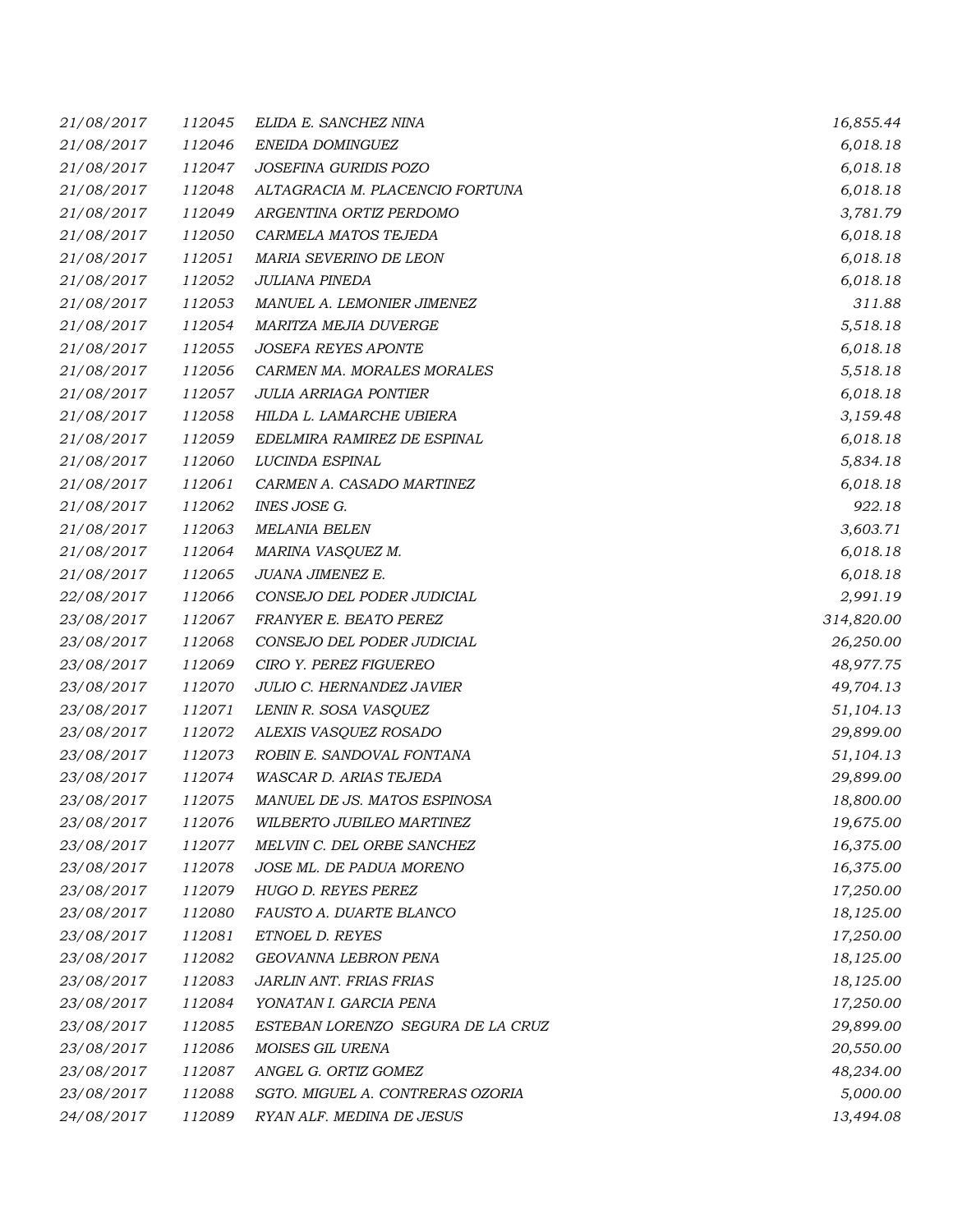| | | | |
|---|---|---|---|
| 21/08/2017 | 112045 | ELIDA E. SANCHEZ NINA | 16,855.44 |
| 21/08/2017 | 112046 | ENEIDA DOMINGUEZ | 6,018.18 |
| 21/08/2017 | 112047 | JOSEFINA GURIDIS POZO | 6,018.18 |
| 21/08/2017 | 112048 | ALTAGRACIA M. PLACENCIO FORTUNA | 6,018.18 |
| 21/08/2017 | 112049 | ARGENTINA ORTIZ PERDOMO | 3,781.79 |
| 21/08/2017 | 112050 | CARMELA MATOS TEJEDA | 6,018.18 |
| 21/08/2017 | 112051 | MARIA SEVERINO DE LEON | 6,018.18 |
| 21/08/2017 | 112052 | JULIANA PINEDA | 6,018.18 |
| 21/08/2017 | 112053 | MANUEL A. LEMONIER JIMENEZ | 311.88 |
| 21/08/2017 | 112054 | MARITZA MEJIA DUVERGE | 5,518.18 |
| 21/08/2017 | 112055 | JOSEFA REYES APONTE | 6,018.18 |
| 21/08/2017 | 112056 | CARMEN MA. MORALES MORALES | 5,518.18 |
| 21/08/2017 | 112057 | JULIA ARRIAGA PONTIER | 6,018.18 |
| 21/08/2017 | 112058 | HILDA L. LAMARCHE UBIERA | 3,159.48 |
| 21/08/2017 | 112059 | EDELMIRA RAMIREZ DE ESPINAL | 6,018.18 |
| 21/08/2017 | 112060 | LUCINDA ESPINAL | 5,834.18 |
| 21/08/2017 | 112061 | CARMEN A. CASADO MARTINEZ | 6,018.18 |
| 21/08/2017 | 112062 | INES JOSE G. | 922.18 |
| 21/08/2017 | 112063 | MELANIA BELEN | 3,603.71 |
| 21/08/2017 | 112064 | MARINA VASQUEZ M. | 6,018.18 |
| 21/08/2017 | 112065 | JUANA JIMENEZ E. | 6,018.18 |
| 22/08/2017 | 112066 | CONSEJO DEL PODER JUDICIAL | 2,991.19 |
| 23/08/2017 | 112067 | FRANYER E. BEATO PEREZ | 314,820.00 |
| 23/08/2017 | 112068 | CONSEJO DEL PODER JUDICIAL | 26,250.00 |
| 23/08/2017 | 112069 | CIRO Y. PEREZ FIGUEREO | 48,977.75 |
| 23/08/2017 | 112070 | JULIO C. HERNANDEZ JAVIER | 49,704.13 |
| 23/08/2017 | 112071 | LENIN R. SOSA VASQUEZ | 51,104.13 |
| 23/08/2017 | 112072 | ALEXIS VASQUEZ ROSADO | 29,899.00 |
| 23/08/2017 | 112073 | ROBIN E. SANDOVAL FONTANA | 51,104.13 |
| 23/08/2017 | 112074 | WASCAR D. ARIAS TEJEDA | 29,899.00 |
| 23/08/2017 | 112075 | MANUEL DE JS. MATOS ESPINOSA | 18,800.00 |
| 23/08/2017 | 112076 | WILBERTO JUBILEO MARTINEZ | 19,675.00 |
| 23/08/2017 | 112077 | MELVIN C. DEL ORBE SANCHEZ | 16,375.00 |
| 23/08/2017 | 112078 | JOSE ML. DE PADUA MORENO | 16,375.00 |
| 23/08/2017 | 112079 | HUGO D. REYES PEREZ | 17,250.00 |
| 23/08/2017 | 112080 | FAUSTO A. DUARTE BLANCO | 18,125.00 |
| 23/08/2017 | 112081 | ETNOEL D. REYES | 17,250.00 |
| 23/08/2017 | 112082 | GEOVANNA LEBRON PENA | 18,125.00 |
| 23/08/2017 | 112083 | JARLIN ANT. FRIAS FRIAS | 18,125.00 |
| 23/08/2017 | 112084 | YONATAN I. GARCIA PENA | 17,250.00 |
| 23/08/2017 | 112085 | ESTEBAN LORENZO SEGURA DE LA CRUZ | 29,899.00 |
| 23/08/2017 | 112086 | MOISES GIL URENA | 20,550.00 |
| 23/08/2017 | 112087 | ANGEL G. ORTIZ GOMEZ | 48,234.00 |
| 23/08/2017 | 112088 | SGTO. MIGUEL A. CONTRERAS OZORIA | 5,000.00 |
| 24/08/2017 | 112089 | RYAN ALF. MEDINA DE JESUS | 13,494.08 |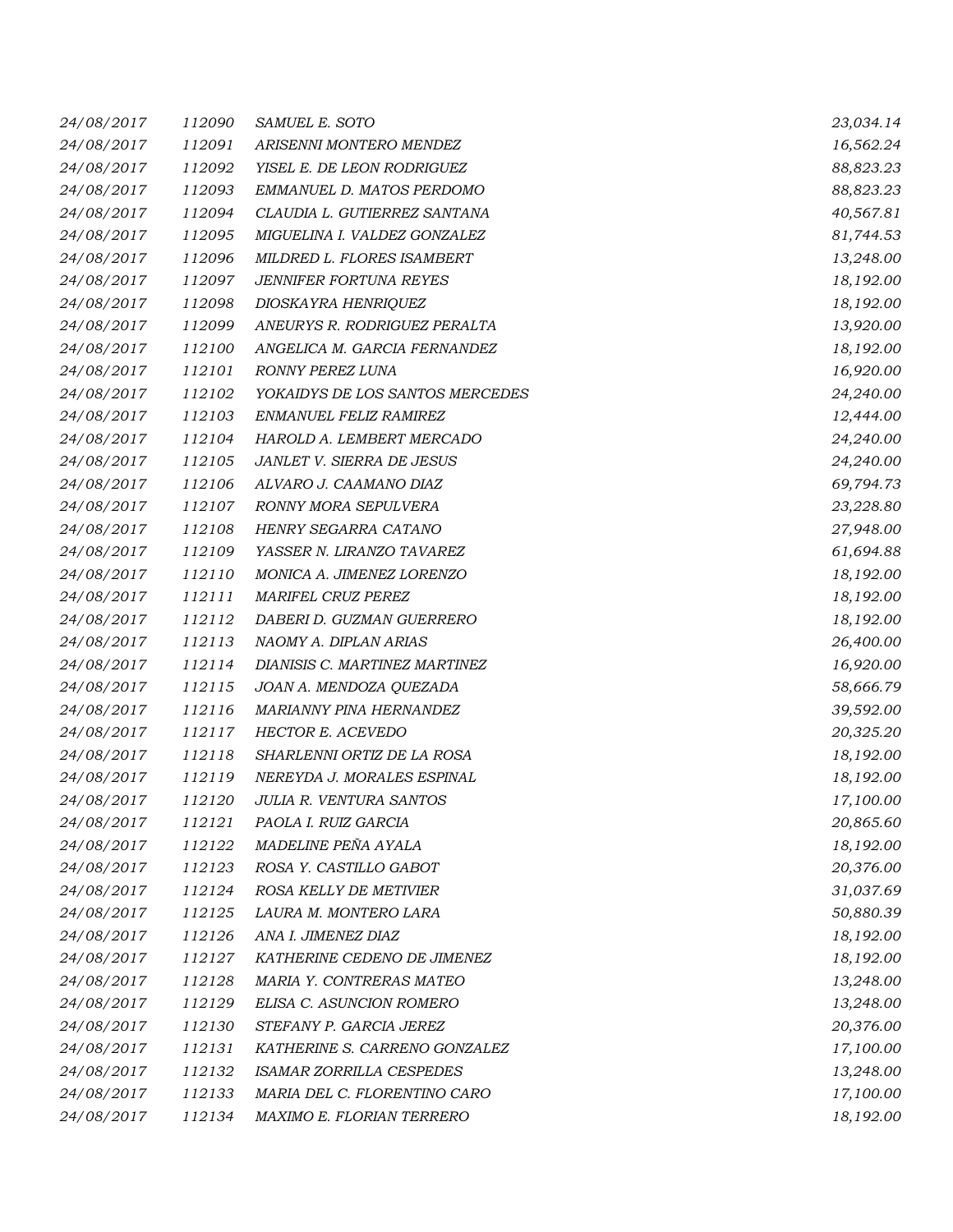| | | | |
|---|---|---|---|
| 24/08/2017 | 112090 | SAMUEL E. SOTO | 23,034.14 |
| 24/08/2017 | 112091 | ARISENNI MONTERO MENDEZ | 16,562.24 |
| 24/08/2017 | 112092 | YISEL E. DE LEON RODRIGUEZ | 88,823.23 |
| 24/08/2017 | 112093 | EMMANUEL D. MATOS PERDOMO | 88,823.23 |
| 24/08/2017 | 112094 | CLAUDIA L. GUTIERREZ SANTANA | 40,567.81 |
| 24/08/2017 | 112095 | MIGUELINA I. VALDEZ GONZALEZ | 81,744.53 |
| 24/08/2017 | 112096 | MILDRED L. FLORES ISAMBERT | 13,248.00 |
| 24/08/2017 | 112097 | JENNIFER FORTUNA REYES | 18,192.00 |
| 24/08/2017 | 112098 | DIOSKAYRA HENRIQUEZ | 18,192.00 |
| 24/08/2017 | 112099 | ANEURYS R. RODRIGUEZ PERALTA | 13,920.00 |
| 24/08/2017 | 112100 | ANGELICA M. GARCIA FERNANDEZ | 18,192.00 |
| 24/08/2017 | 112101 | RONNY PEREZ LUNA | 16,920.00 |
| 24/08/2017 | 112102 | YOKAIDYS DE LOS SANTOS MERCEDES | 24,240.00 |
| 24/08/2017 | 112103 | ENMANUEL FELIZ RAMIREZ | 12,444.00 |
| 24/08/2017 | 112104 | HAROLD A. LEMBERT MERCADO | 24,240.00 |
| 24/08/2017 | 112105 | JANLET V. SIERRA DE JESUS | 24,240.00 |
| 24/08/2017 | 112106 | ALVARO J. CAAMANO DIAZ | 69,794.73 |
| 24/08/2017 | 112107 | RONNY MORA SEPULVERA | 23,228.80 |
| 24/08/2017 | 112108 | HENRY SEGARRA CATANO | 27,948.00 |
| 24/08/2017 | 112109 | YASSER N. LIRANZO TAVAREZ | 61,694.88 |
| 24/08/2017 | 112110 | MONICA A. JIMENEZ LORENZO | 18,192.00 |
| 24/08/2017 | 112111 | MARIFEL CRUZ PEREZ | 18,192.00 |
| 24/08/2017 | 112112 | DABERI D. GUZMAN GUERRERO | 18,192.00 |
| 24/08/2017 | 112113 | NAOMY A. DIPLAN ARIAS | 26,400.00 |
| 24/08/2017 | 112114 | DIANISIS C. MARTINEZ MARTINEZ | 16,920.00 |
| 24/08/2017 | 112115 | JOAN A. MENDOZA QUEZADA | 58,666.79 |
| 24/08/2017 | 112116 | MARIANNY PINA HERNANDEZ | 39,592.00 |
| 24/08/2017 | 112117 | HECTOR E. ACEVEDO | 20,325.20 |
| 24/08/2017 | 112118 | SHARLENNI ORTIZ DE LA ROSA | 18,192.00 |
| 24/08/2017 | 112119 | NEREYDA J. MORALES ESPINAL | 18,192.00 |
| 24/08/2017 | 112120 | JULIA R. VENTURA SANTOS | 17,100.00 |
| 24/08/2017 | 112121 | PAOLA I. RUIZ GARCIA | 20,865.60 |
| 24/08/2017 | 112122 | MADELINE PEÑA AYALA | 18,192.00 |
| 24/08/2017 | 112123 | ROSA Y. CASTILLO GABOT | 20,376.00 |
| 24/08/2017 | 112124 | ROSA KELLY DE METIVIER | 31,037.69 |
| 24/08/2017 | 112125 | LAURA M. MONTERO LARA | 50,880.39 |
| 24/08/2017 | 112126 | ANA I. JIMENEZ DIAZ | 18,192.00 |
| 24/08/2017 | 112127 | KATHERINE CEDENO DE JIMENEZ | 18,192.00 |
| 24/08/2017 | 112128 | MARIA Y. CONTRERAS MATEO | 13,248.00 |
| 24/08/2017 | 112129 | ELISA C. ASUNCION ROMERO | 13,248.00 |
| 24/08/2017 | 112130 | STEFANY P. GARCIA JEREZ | 20,376.00 |
| 24/08/2017 | 112131 | KATHERINE S. CARRENO GONZALEZ | 17,100.00 |
| 24/08/2017 | 112132 | ISAMAR ZORRILLA CESPEDES | 13,248.00 |
| 24/08/2017 | 112133 | MARIA DEL C. FLORENTINO CARO | 17,100.00 |
| 24/08/2017 | 112134 | MAXIMO E. FLORIAN TERRERO | 18,192.00 |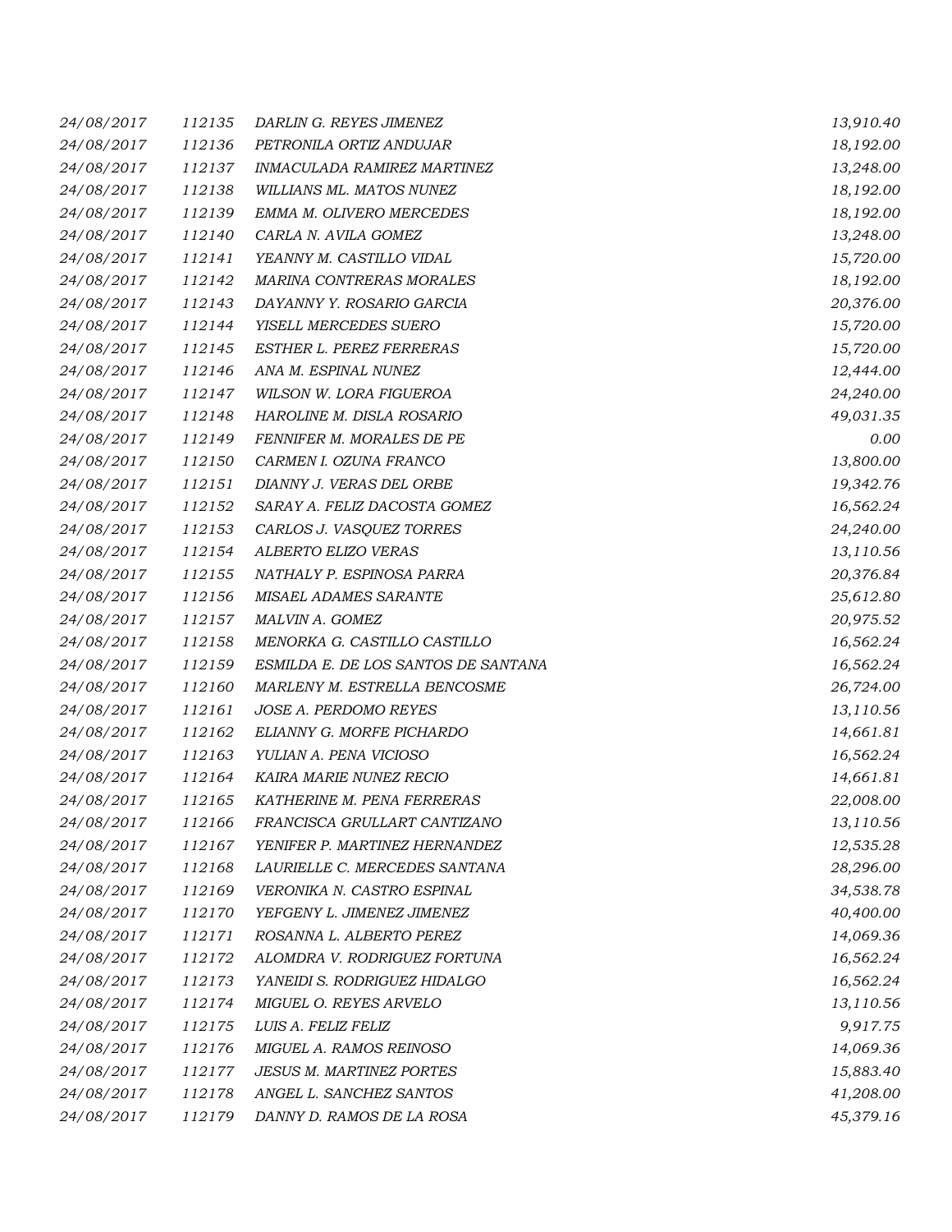| | | | |
|---|---|---|---|
| 24/08/2017 | 112135 | DARLIN G. REYES JIMENEZ | 13,910.40 |
| 24/08/2017 | 112136 | PETRONILA ORTIZ ANDUJAR | 18,192.00 |
| 24/08/2017 | 112137 | INMACULADA RAMIREZ MARTINEZ | 13,248.00 |
| 24/08/2017 | 112138 | WILLIANS ML. MATOS NUNEZ | 18,192.00 |
| 24/08/2017 | 112139 | EMMA M. OLIVERO MERCEDES | 18,192.00 |
| 24/08/2017 | 112140 | CARLA N. AVILA GOMEZ | 13,248.00 |
| 24/08/2017 | 112141 | YEANNY M. CASTILLO VIDAL | 15,720.00 |
| 24/08/2017 | 112142 | MARINA CONTRERAS MORALES | 18,192.00 |
| 24/08/2017 | 112143 | DAYANNY Y. ROSARIO GARCIA | 20,376.00 |
| 24/08/2017 | 112144 | YISELL MERCEDES SUERO | 15,720.00 |
| 24/08/2017 | 112145 | ESTHER L. PEREZ FERRERAS | 15,720.00 |
| 24/08/2017 | 112146 | ANA M. ESPINAL NUNEZ | 12,444.00 |
| 24/08/2017 | 112147 | WILSON W. LORA FIGUEROA | 24,240.00 |
| 24/08/2017 | 112148 | HAROLINE M. DISLA ROSARIO | 49,031.35 |
| 24/08/2017 | 112149 | FENNIFER M. MORALES DE PE | 0.00 |
| 24/08/2017 | 112150 | CARMEN I. OZUNA FRANCO | 13,800.00 |
| 24/08/2017 | 112151 | DIANNY J. VERAS DEL ORBE | 19,342.76 |
| 24/08/2017 | 112152 | SARAY A. FELIZ DACOSTA GOMEZ | 16,562.24 |
| 24/08/2017 | 112153 | CARLOS J. VASQUEZ TORRES | 24,240.00 |
| 24/08/2017 | 112154 | ALBERTO ELIZO VERAS | 13,110.56 |
| 24/08/2017 | 112155 | NATHALY P. ESPINOSA PARRA | 20,376.84 |
| 24/08/2017 | 112156 | MISAEL ADAMES SARANTE | 25,612.80 |
| 24/08/2017 | 112157 | MALVIN A. GOMEZ | 20,975.52 |
| 24/08/2017 | 112158 | MENORKA G. CASTILLO CASTILLO | 16,562.24 |
| 24/08/2017 | 112159 | ESMILDA E. DE LOS SANTOS DE SANTANA | 16,562.24 |
| 24/08/2017 | 112160 | MARLENY M. ESTRELLA BENCOSME | 26,724.00 |
| 24/08/2017 | 112161 | JOSE A. PERDOMO REYES | 13,110.56 |
| 24/08/2017 | 112162 | ELIANNY G. MORFE PICHARDO | 14,661.81 |
| 24/08/2017 | 112163 | YULIAN A. PENA VICIOSO | 16,562.24 |
| 24/08/2017 | 112164 | KAIRA MARIE NUNEZ RECIO | 14,661.81 |
| 24/08/2017 | 112165 | KATHERINE M. PENA FERRERAS | 22,008.00 |
| 24/08/2017 | 112166 | FRANCISCA GRULLART CANTIZANO | 13,110.56 |
| 24/08/2017 | 112167 | YENIFER P. MARTINEZ HERNANDEZ | 12,535.28 |
| 24/08/2017 | 112168 | LAURIELLE C. MERCEDES SANTANA | 28,296.00 |
| 24/08/2017 | 112169 | VERONIKA N. CASTRO ESPINAL | 34,538.78 |
| 24/08/2017 | 112170 | YEFGENY L. JIMENEZ JIMENEZ | 40,400.00 |
| 24/08/2017 | 112171 | ROSANNA L. ALBERTO PEREZ | 14,069.36 |
| 24/08/2017 | 112172 | ALOMDRA V. RODRIGUEZ FORTUNA | 16,562.24 |
| 24/08/2017 | 112173 | YANEIDI S. RODRIGUEZ HIDALGO | 16,562.24 |
| 24/08/2017 | 112174 | MIGUEL O. REYES ARVELO | 13,110.56 |
| 24/08/2017 | 112175 | LUIS A. FELIZ FELIZ | 9,917.75 |
| 24/08/2017 | 112176 | MIGUEL A. RAMOS REINOSO | 14,069.36 |
| 24/08/2017 | 112177 | JESUS M. MARTINEZ PORTES | 15,883.40 |
| 24/08/2017 | 112178 | ANGEL L. SANCHEZ SANTOS | 41,208.00 |
| 24/08/2017 | 112179 | DANNY D. RAMOS DE LA ROSA | 45,379.16 |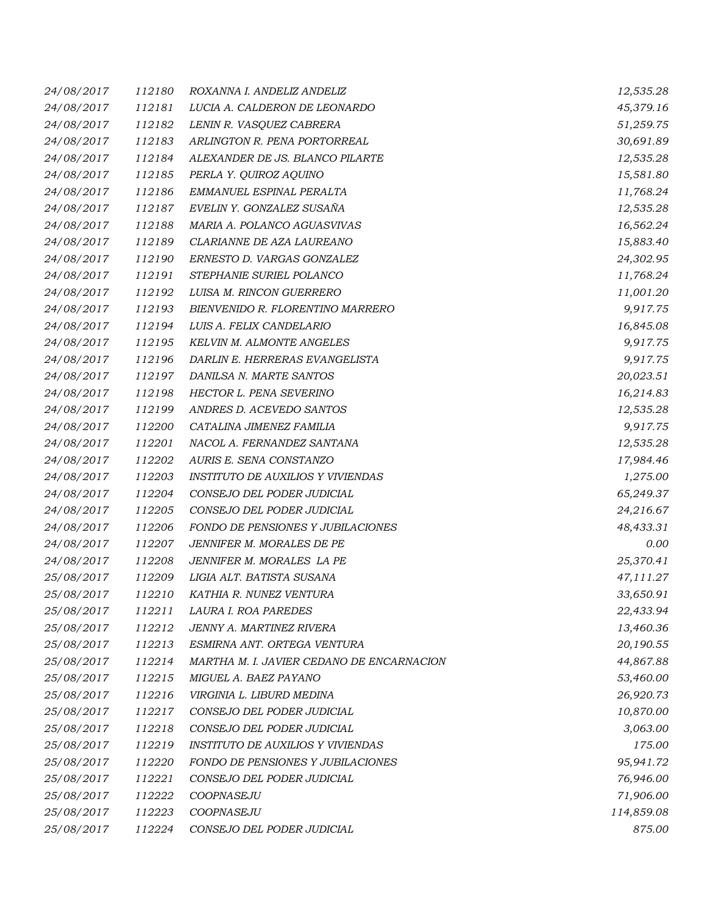| | | | |
|---|---|---|---|
| 24/08/2017 | 112180 | ROXANNA I. ANDELIZ ANDELIZ | 12,535.28 |
| 24/08/2017 | 112181 | LUCIA A. CALDERON DE LEONARDO | 45,379.16 |
| 24/08/2017 | 112182 | LENIN R. VASQUEZ CABRERA | 51,259.75 |
| 24/08/2017 | 112183 | ARLINGTON R. PENA PORTORREAL | 30,691.89 |
| 24/08/2017 | 112184 | ALEXANDER DE JS. BLANCO PILARTE | 12,535.28 |
| 24/08/2017 | 112185 | PERLA Y. QUIROZ AQUINO | 15,581.80 |
| 24/08/2017 | 112186 | EMMANUEL ESPINAL PERALTA | 11,768.24 |
| 24/08/2017 | 112187 | EVELIN Y. GONZALEZ SUSAÑA | 12,535.28 |
| 24/08/2017 | 112188 | MARIA A. POLANCO AGUASVIVAS | 16,562.24 |
| 24/08/2017 | 112189 | CLARIANNE DE AZA LAUREANO | 15,883.40 |
| 24/08/2017 | 112190 | ERNESTO D. VARGAS GONZALEZ | 24,302.95 |
| 24/08/2017 | 112191 | STEPHANIE SURIEL POLANCO | 11,768.24 |
| 24/08/2017 | 112192 | LUISA M. RINCON GUERRERO | 11,001.20 |
| 24/08/2017 | 112193 | BIENVENIDO R. FLORENTINO MARRERO | 9,917.75 |
| 24/08/2017 | 112194 | LUIS A. FELIX CANDELARIO | 16,845.08 |
| 24/08/2017 | 112195 | KELVIN M. ALMONTE ANGELES | 9,917.75 |
| 24/08/2017 | 112196 | DARLIN E. HERRERAS EVANGELISTA | 9,917.75 |
| 24/08/2017 | 112197 | DANILSA N. MARTE SANTOS | 20,023.51 |
| 24/08/2017 | 112198 | HECTOR L. PENA SEVERINO | 16,214.83 |
| 24/08/2017 | 112199 | ANDRES D. ACEVEDO SANTOS | 12,535.28 |
| 24/08/2017 | 112200 | CATALINA JIMENEZ FAMILIA | 9,917.75 |
| 24/08/2017 | 112201 | NACOL A. FERNANDEZ SANTANA | 12,535.28 |
| 24/08/2017 | 112202 | AURIS E. SENA CONSTANZO | 17,984.46 |
| 24/08/2017 | 112203 | INSTITUTO DE AUXILIOS Y VIVIENDAS | 1,275.00 |
| 24/08/2017 | 112204 | CONSEJO DEL PODER JUDICIAL | 65,249.37 |
| 24/08/2017 | 112205 | CONSEJO DEL PODER JUDICIAL | 24,216.67 |
| 24/08/2017 | 112206 | FONDO DE PENSIONES Y JUBILACIONES | 48,433.31 |
| 24/08/2017 | 112207 | JENNIFER M. MORALES DE PE | 0.00 |
| 24/08/2017 | 112208 | JENNIFER M. MORALES LA PE | 25,370.41 |
| 25/08/2017 | 112209 | LIGIA ALT. BATISTA SUSANA | 47,111.27 |
| 25/08/2017 | 112210 | KATHIA R. NUNEZ VENTURA | 33,650.91 |
| 25/08/2017 | 112211 | LAURA I. ROA PAREDES | 22,433.94 |
| 25/08/2017 | 112212 | JENNY A. MARTINEZ RIVERA | 13,460.36 |
| 25/08/2017 | 112213 | ESMIRNA ANT. ORTEGA VENTURA | 20,190.55 |
| 25/08/2017 | 112214 | MARTHA M. I. JAVIER CEDANO DE ENCARNACION | 44,867.88 |
| 25/08/2017 | 112215 | MIGUEL A. BAEZ PAYANO | 53,460.00 |
| 25/08/2017 | 112216 | VIRGINIA L. LIBURD MEDINA | 26,920.73 |
| 25/08/2017 | 112217 | CONSEJO DEL PODER JUDICIAL | 10,870.00 |
| 25/08/2017 | 112218 | CONSEJO DEL PODER JUDICIAL | 3,063.00 |
| 25/08/2017 | 112219 | INSTITUTO DE AUXILIOS Y VIVIENDAS | 175.00 |
| 25/08/2017 | 112220 | FONDO DE PENSIONES Y JUBILACIONES | 95,941.72 |
| 25/08/2017 | 112221 | CONSEJO DEL PODER JUDICIAL | 76,946.00 |
| 25/08/2017 | 112222 | COOPNASEJU | 71,906.00 |
| 25/08/2017 | 112223 | COOPNASEJU | 114,859.08 |
| 25/08/2017 | 112224 | CONSEJO DEL PODER JUDICIAL | 875.00 |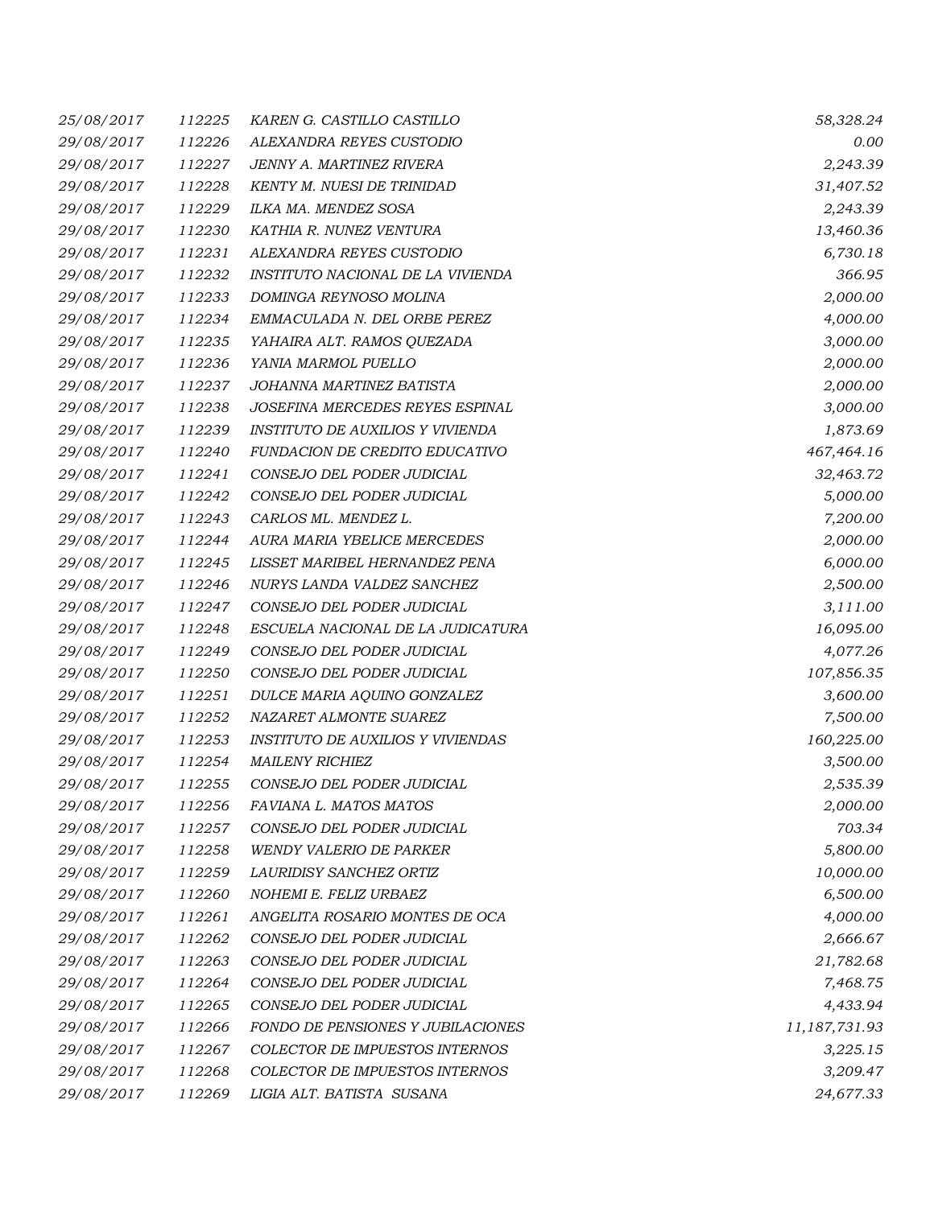| | | | |
|---|---|---|---|
| 25/08/2017 | 112225 | KAREN G. CASTILLO CASTILLO | 58,328.24 |
| 29/08/2017 | 112226 | ALEXANDRA REYES CUSTODIO | 0.00 |
| 29/08/2017 | 112227 | JENNY A. MARTINEZ RIVERA | 2,243.39 |
| 29/08/2017 | 112228 | KENTY M. NUESI DE TRINIDAD | 31,407.52 |
| 29/08/2017 | 112229 | ILKA MA. MENDEZ SOSA | 2,243.39 |
| 29/08/2017 | 112230 | KATHIA R. NUNEZ VENTURA | 13,460.36 |
| 29/08/2017 | 112231 | ALEXANDRA REYES CUSTODIO | 6,730.18 |
| 29/08/2017 | 112232 | INSTITUTO NACIONAL DE LA VIVIENDA | 366.95 |
| 29/08/2017 | 112233 | DOMINGA REYNOSO MOLINA | 2,000.00 |
| 29/08/2017 | 112234 | EMMACULADA N. DEL ORBE PEREZ | 4,000.00 |
| 29/08/2017 | 112235 | YAHAIRA ALT. RAMOS QUEZADA | 3,000.00 |
| 29/08/2017 | 112236 | YANIA MARMOL PUELLO | 2,000.00 |
| 29/08/2017 | 112237 | JOHANNA MARTINEZ BATISTA | 2,000.00 |
| 29/08/2017 | 112238 | JOSEFINA MERCEDES REYES ESPINAL | 3,000.00 |
| 29/08/2017 | 112239 | INSTITUTO DE AUXILIOS Y VIVIENDA | 1,873.69 |
| 29/08/2017 | 112240 | FUNDACION DE CREDITO EDUCATIVO | 467,464.16 |
| 29/08/2017 | 112241 | CONSEJO DEL PODER JUDICIAL | 32,463.72 |
| 29/08/2017 | 112242 | CONSEJO DEL PODER JUDICIAL | 5,000.00 |
| 29/08/2017 | 112243 | CARLOS ML. MENDEZ L. | 7,200.00 |
| 29/08/2017 | 112244 | AURA MARIA YBELICE MERCEDES | 2,000.00 |
| 29/08/2017 | 112245 | LISSET MARIBEL HERNANDEZ PENA | 6,000.00 |
| 29/08/2017 | 112246 | NURYS LANDA VALDEZ SANCHEZ | 2,500.00 |
| 29/08/2017 | 112247 | CONSEJO DEL PODER JUDICIAL | 3,111.00 |
| 29/08/2017 | 112248 | ESCUELA NACIONAL DE LA JUDICATURA | 16,095.00 |
| 29/08/2017 | 112249 | CONSEJO DEL PODER JUDICIAL | 4,077.26 |
| 29/08/2017 | 112250 | CONSEJO DEL PODER JUDICIAL | 107,856.35 |
| 29/08/2017 | 112251 | DULCE MARIA AQUINO GONZALEZ | 3,600.00 |
| 29/08/2017 | 112252 | NAZARET ALMONTE SUAREZ | 7,500.00 |
| 29/08/2017 | 112253 | INSTITUTO DE AUXILIOS Y VIVIENDAS | 160,225.00 |
| 29/08/2017 | 112254 | MAILENY RICHIEZ | 3,500.00 |
| 29/08/2017 | 112255 | CONSEJO DEL PODER JUDICIAL | 2,535.39 |
| 29/08/2017 | 112256 | FAVIANA L. MATOS MATOS | 2,000.00 |
| 29/08/2017 | 112257 | CONSEJO DEL PODER JUDICIAL | 703.34 |
| 29/08/2017 | 112258 | WENDY VALERIO DE PARKER | 5,800.00 |
| 29/08/2017 | 112259 | LAURIDISY SANCHEZ ORTIZ | 10,000.00 |
| 29/08/2017 | 112260 | NOHEMI E. FELIZ URBAEZ | 6,500.00 |
| 29/08/2017 | 112261 | ANGELITA ROSARIO MONTES DE OCA | 4,000.00 |
| 29/08/2017 | 112262 | CONSEJO DEL PODER JUDICIAL | 2,666.67 |
| 29/08/2017 | 112263 | CONSEJO DEL PODER JUDICIAL | 21,782.68 |
| 29/08/2017 | 112264 | CONSEJO DEL PODER JUDICIAL | 7,468.75 |
| 29/08/2017 | 112265 | CONSEJO DEL PODER JUDICIAL | 4,433.94 |
| 29/08/2017 | 112266 | FONDO DE PENSIONES Y JUBILACIONES | 11,187,731.93 |
| 29/08/2017 | 112267 | COLECTOR DE IMPUESTOS INTERNOS | 3,225.15 |
| 29/08/2017 | 112268 | COLECTOR DE IMPUESTOS INTERNOS | 3,209.47 |
| 29/08/2017 | 112269 | LIGIA ALT. BATISTA SUSANA | 24,677.33 |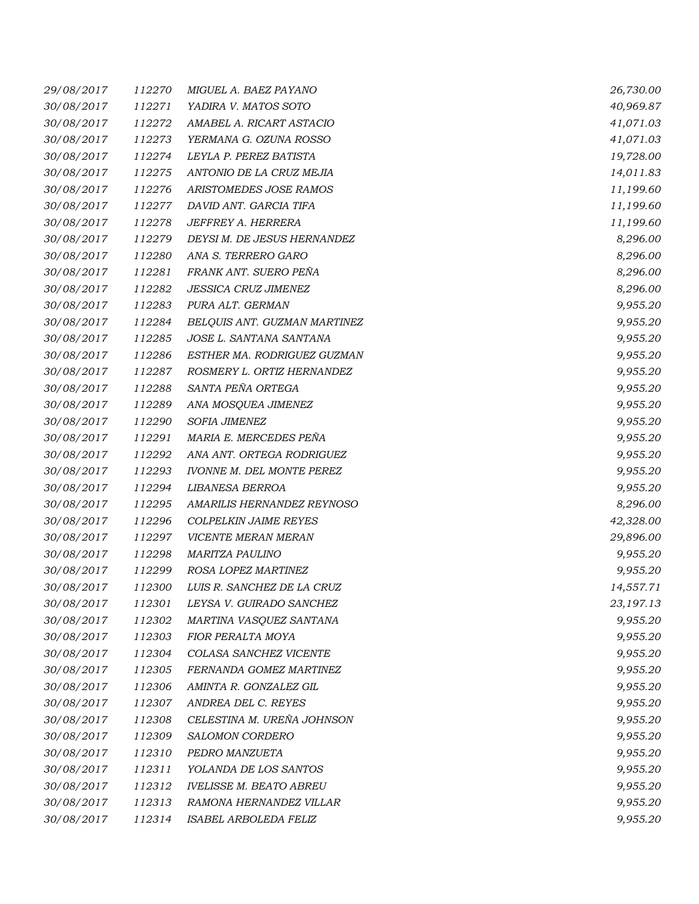| | | | |
|---|---|---|---|
| 29/08/2017 | 112270 | MIGUEL A. BAEZ PAYANO | 26,730.00 |
| 30/08/2017 | 112271 | YADIRA V. MATOS SOTO | 40,969.87 |
| 30/08/2017 | 112272 | AMABEL A. RICART ASTACIO | 41,071.03 |
| 30/08/2017 | 112273 | YERMANA G. OZUNA ROSSO | 41,071.03 |
| 30/08/2017 | 112274 | LEYLA P. PEREZ BATISTA | 19,728.00 |
| 30/08/2017 | 112275 | ANTONIO DE LA CRUZ MEJIA | 14,011.83 |
| 30/08/2017 | 112276 | ARISTOMEDES JOSE RAMOS | 11,199.60 |
| 30/08/2017 | 112277 | DAVID ANT. GARCIA TIFA | 11,199.60 |
| 30/08/2017 | 112278 | JEFFREY A. HERRERA | 11,199.60 |
| 30/08/2017 | 112279 | DEYSI M. DE JESUS HERNANDEZ | 8,296.00 |
| 30/08/2017 | 112280 | ANA S. TERRERO GARO | 8,296.00 |
| 30/08/2017 | 112281 | FRANK ANT. SUERO PEÑA | 8,296.00 |
| 30/08/2017 | 112282 | JESSICA CRUZ JIMENEZ | 8,296.00 |
| 30/08/2017 | 112283 | PURA ALT. GERMAN | 9,955.20 |
| 30/08/2017 | 112284 | BELQUIS ANT. GUZMAN MARTINEZ | 9,955.20 |
| 30/08/2017 | 112285 | JOSE L. SANTANA SANTANA | 9,955.20 |
| 30/08/2017 | 112286 | ESTHER MA. RODRIGUEZ GUZMAN | 9,955.20 |
| 30/08/2017 | 112287 | ROSMERY L. ORTIZ HERNANDEZ | 9,955.20 |
| 30/08/2017 | 112288 | SANTA PEÑA ORTEGA | 9,955.20 |
| 30/08/2017 | 112289 | ANA MOSQUEA JIMENEZ | 9,955.20 |
| 30/08/2017 | 112290 | SOFIA JIMENEZ | 9,955.20 |
| 30/08/2017 | 112291 | MARIA E. MERCEDES PEÑA | 9,955.20 |
| 30/08/2017 | 112292 | ANA ANT. ORTEGA RODRIGUEZ | 9,955.20 |
| 30/08/2017 | 112293 | IVONNE M. DEL MONTE PEREZ | 9,955.20 |
| 30/08/2017 | 112294 | LIBANESA BERROA | 9,955.20 |
| 30/08/2017 | 112295 | AMARILIS HERNANDEZ REYNOSO | 8,296.00 |
| 30/08/2017 | 112296 | COLPELKIN JAIME REYES | 42,328.00 |
| 30/08/2017 | 112297 | VICENTE MERAN MERAN | 29,896.00 |
| 30/08/2017 | 112298 | MARITZA PAULINO | 9,955.20 |
| 30/08/2017 | 112299 | ROSA LOPEZ MARTINEZ | 9,955.20 |
| 30/08/2017 | 112300 | LUIS R. SANCHEZ DE LA CRUZ | 14,557.71 |
| 30/08/2017 | 112301 | LEYSA V. GUIRADO SANCHEZ | 23,197.13 |
| 30/08/2017 | 112302 | MARTINA VASQUEZ SANTANA | 9,955.20 |
| 30/08/2017 | 112303 | FIOR PERALTA MOYA | 9,955.20 |
| 30/08/2017 | 112304 | COLASA SANCHEZ VICENTE | 9,955.20 |
| 30/08/2017 | 112305 | FERNANDA GOMEZ MARTINEZ | 9,955.20 |
| 30/08/2017 | 112306 | AMINTA R. GONZALEZ GIL | 9,955.20 |
| 30/08/2017 | 112307 | ANDREA DEL C. REYES | 9,955.20 |
| 30/08/2017 | 112308 | CELESTINA M. UREÑA JOHNSON | 9,955.20 |
| 30/08/2017 | 112309 | SALOMON CORDERO | 9,955.20 |
| 30/08/2017 | 112310 | PEDRO MANZUETA | 9,955.20 |
| 30/08/2017 | 112311 | YOLANDA DE LOS SANTOS | 9,955.20 |
| 30/08/2017 | 112312 | IVELISSE M. BEATO ABREU | 9,955.20 |
| 30/08/2017 | 112313 | RAMONA HERNANDEZ VILLAR | 9,955.20 |
| 30/08/2017 | 112314 | ISABEL ARBOLEDA FELIZ | 9,955.20 |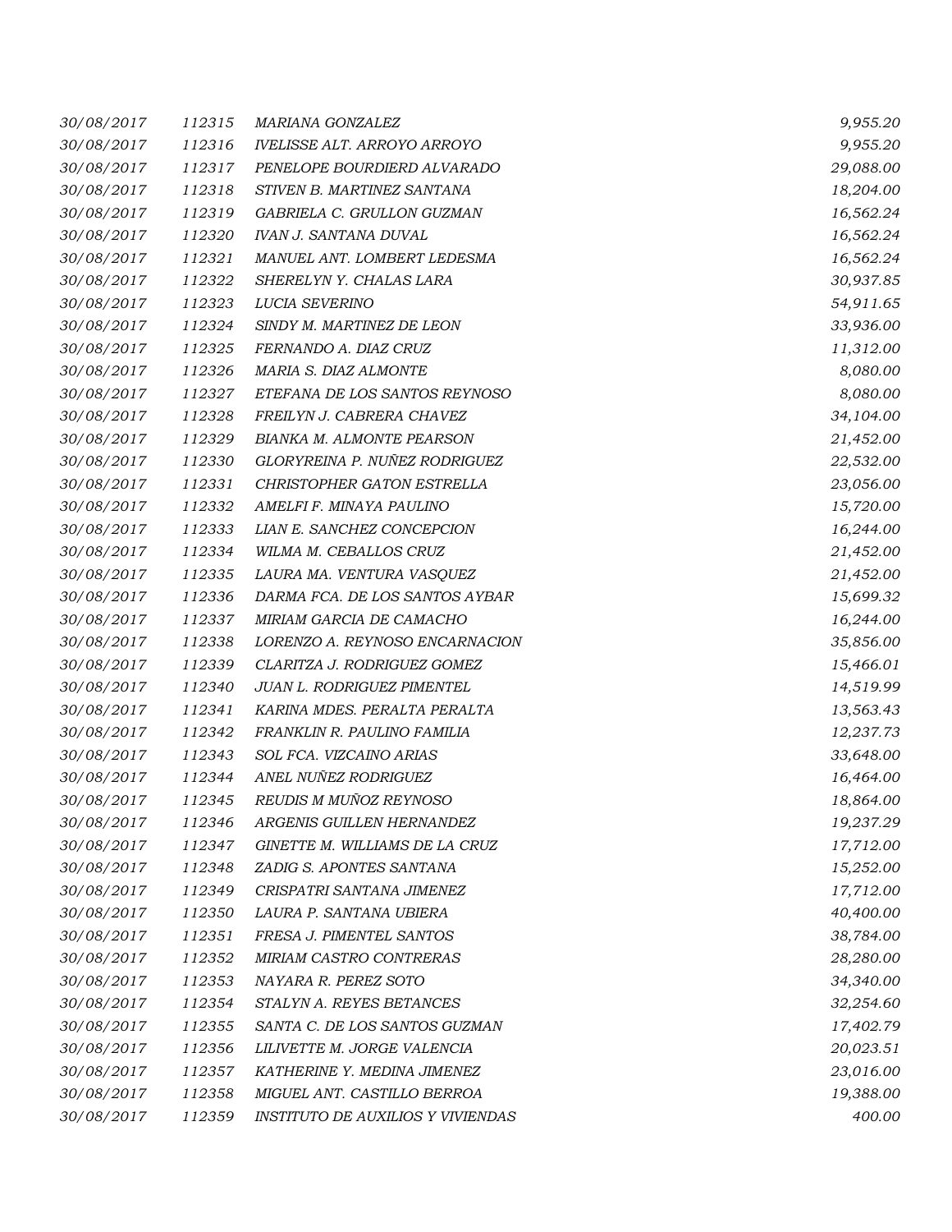| | | | |
|---|---|---|---|
| *30/08/2017* | *112315* | *MARIANA GONZALEZ* | *9,955.20* |
| *30/08/2017* | *112316* | *IVELISSE ALT. ARROYO ARROYO* | *9,955.20* |
| *30/08/2017* | *112317* | *PENELOPE BOURDIERD ALVARADO* | *29,088.00* |
| *30/08/2017* | *112318* | *STIVEN B. MARTINEZ SANTANA* | *18,204.00* |
| *30/08/2017* | *112319* | *GABRIELA C. GRULLON GUZMAN* | *16,562.24* |
| *30/08/2017* | *112320* | *IVAN J. SANTANA DUVAL* | *16,562.24* |
| *30/08/2017* | *112321* | *MANUEL ANT. LOMBERT LEDESMA* | *16,562.24* |
| *30/08/2017* | *112322* | *SHERELYN Y. CHALAS LARA* | *30,937.85* |
| *30/08/2017* | *112323* | *LUCIA SEVERINO* | *54,911.65* |
| *30/08/2017* | *112324* | *SINDY M. MARTINEZ DE LEON* | *33,936.00* |
| *30/08/2017* | *112325* | *FERNANDO A. DIAZ CRUZ* | *11,312.00* |
| *30/08/2017* | *112326* | *MARIA S. DIAZ ALMONTE* | *8,080.00* |
| *30/08/2017* | *112327* | *ETEFANA DE LOS SANTOS REYNOSO* | *8,080.00* |
| *30/08/2017* | *112328* | *FREILYN J. CABRERA CHAVEZ* | *34,104.00* |
| *30/08/2017* | *112329* | *BIANKA M. ALMONTE PEARSON* | *21,452.00* |
| *30/08/2017* | *112330* | *GLORYREINA P. NUÑEZ RODRIGUEZ* | *22,532.00* |
| *30/08/2017* | *112331* | *CHRISTOPHER GATON ESTRELLA* | *23,056.00* |
| *30/08/2017* | *112332* | *AMELFI F. MINAYA PAULINO* | *15,720.00* |
| *30/08/2017* | *112333* | *LIAN E. SANCHEZ CONCEPCION* | *16,244.00* |
| *30/08/2017* | *112334* | *WILMA M. CEBALLOS CRUZ* | *21,452.00* |
| *30/08/2017* | *112335* | *LAURA MA. VENTURA VASQUEZ* | *21,452.00* |
| *30/08/2017* | *112336* | *DARMA FCA. DE LOS SANTOS AYBAR* | *15,699.32* |
| *30/08/2017* | *112337* | *MIRIAM GARCIA DE CAMACHO* | *16,244.00* |
| *30/08/2017* | *112338* | *LORENZO A. REYNOSO ENCARNACION* | *35,856.00* |
| *30/08/2017* | *112339* | *CLARITZA J. RODRIGUEZ GOMEZ* | *15,466.01* |
| *30/08/2017* | *112340* | *JUAN L. RODRIGUEZ PIMENTEL* | *14,519.99* |
| *30/08/2017* | *112341* | *KARINA MDES. PERALTA PERALTA* | *13,563.43* |
| *30/08/2017* | *112342* | *FRANKLIN R. PAULINO FAMILIA* | *12,237.73* |
| *30/08/2017* | *112343* | *SOL FCA. VIZCAINO ARIAS* | *33,648.00* |
| *30/08/2017* | *112344* | *ANEL NUÑEZ RODRIGUEZ* | *16,464.00* |
| *30/08/2017* | *112345* | *REUDIS M MUÑOZ REYNOSO* | *18,864.00* |
| *30/08/2017* | *112346* | *ARGENIS GUILLEN HERNANDEZ* | *19,237.29* |
| *30/08/2017* | *112347* | *GINETTE M. WILLIAMS DE LA CRUZ* | *17,712.00* |
| *30/08/2017* | *112348* | *ZADIG S. APONTES SANTANA* | *15,252.00* |
| *30/08/2017* | *112349* | *CRISPATRI SANTANA JIMENEZ* | *17,712.00* |
| *30/08/2017* | *112350* | *LAURA P. SANTANA UBIERA* | *40,400.00* |
| *30/08/2017* | *112351* | *FRESA J. PIMENTEL SANTOS* | *38,784.00* |
| *30/08/2017* | *112352* | *MIRIAM CASTRO CONTRERAS* | *28,280.00* |
| *30/08/2017* | *112353* | *NAYARA R. PEREZ SOTO* | *34,340.00* |
| *30/08/2017* | *112354* | *STALYN A. REYES BETANCES* | *32,254.60* |
| *30/08/2017* | *112355* | *SANTA C. DE LOS SANTOS GUZMAN* | *17,402.79* |
| *30/08/2017* | *112356* | *LILIVETTE M. JORGE VALENCIA* | *20,023.51* |
| *30/08/2017* | *112357* | *KATHERINE Y. MEDINA JIMENEZ* | *23,016.00* |
| *30/08/2017* | *112358* | *MIGUEL ANT. CASTILLO BERROA* | *19,388.00* |
| *30/08/2017* | *112359* | *INSTITUTO DE AUXILIOS Y VIVIENDAS* | *400.00* |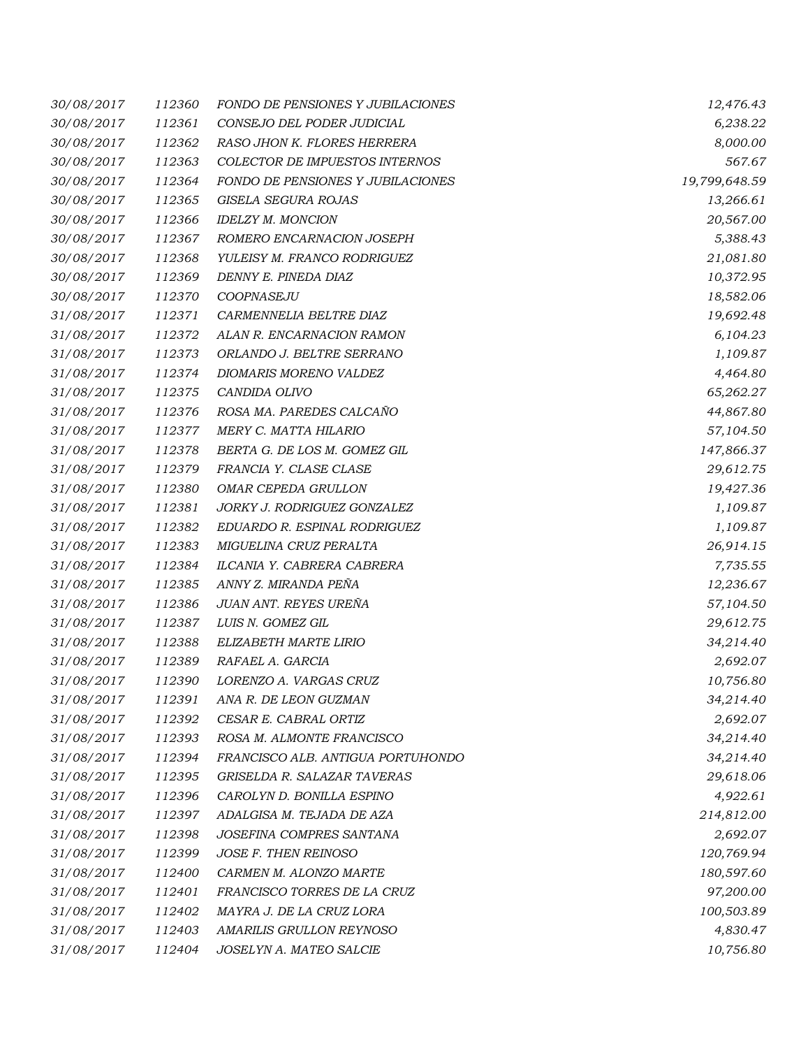| | | | |
|---|---|---|---|
| 30/08/2017 | 112360 | FONDO DE PENSIONES Y JUBILACIONES | 12,476.43 |
| 30/08/2017 | 112361 | CONSEJO DEL PODER JUDICIAL | 6,238.22 |
| 30/08/2017 | 112362 | RASO JHON K. FLORES HERRERA | 8,000.00 |
| 30/08/2017 | 112363 | COLECTOR DE IMPUESTOS INTERNOS | 567.67 |
| 30/08/2017 | 112364 | FONDO DE PENSIONES Y JUBILACIONES | 19,799,648.59 |
| 30/08/2017 | 112365 | GISELA SEGURA ROJAS | 13,266.61 |
| 30/08/2017 | 112366 | IDELZY M. MONCION | 20,567.00 |
| 30/08/2017 | 112367 | ROMERO ENCARNACION JOSEPH | 5,388.43 |
| 30/08/2017 | 112368 | YULEISY M. FRANCO RODRIGUEZ | 21,081.80 |
| 30/08/2017 | 112369 | DENNY E. PINEDA DIAZ | 10,372.95 |
| 30/08/2017 | 112370 | COOPNASEJU | 18,582.06 |
| 31/08/2017 | 112371 | CARMENNELIA BELTRE DIAZ | 19,692.48 |
| 31/08/2017 | 112372 | ALAN R. ENCARNACION RAMON | 6,104.23 |
| 31/08/2017 | 112373 | ORLANDO J. BELTRE SERRANO | 1,109.87 |
| 31/08/2017 | 112374 | DIOMARIS MORENO VALDEZ | 4,464.80 |
| 31/08/2017 | 112375 | CANDIDA OLIVO | 65,262.27 |
| 31/08/2017 | 112376 | ROSA MA. PAREDES CALCAÑO | 44,867.80 |
| 31/08/2017 | 112377 | MERY C. MATTA HILARIO | 57,104.50 |
| 31/08/2017 | 112378 | BERTA G. DE LOS M. GOMEZ GIL | 147,866.37 |
| 31/08/2017 | 112379 | FRANCIA Y. CLASE CLASE | 29,612.75 |
| 31/08/2017 | 112380 | OMAR CEPEDA GRULLON | 19,427.36 |
| 31/08/2017 | 112381 | JORKY J. RODRIGUEZ GONZALEZ | 1,109.87 |
| 31/08/2017 | 112382 | EDUARDO R. ESPINAL RODRIGUEZ | 1,109.87 |
| 31/08/2017 | 112383 | MIGUELINA CRUZ PERALTA | 26,914.15 |
| 31/08/2017 | 112384 | ILCANIA Y. CABRERA CABRERA | 7,735.55 |
| 31/08/2017 | 112385 | ANNY Z. MIRANDA PEÑA | 12,236.67 |
| 31/08/2017 | 112386 | JUAN ANT. REYES UREÑA | 57,104.50 |
| 31/08/2017 | 112387 | LUIS N. GOMEZ GIL | 29,612.75 |
| 31/08/2017 | 112388 | ELIZABETH MARTE LIRIO | 34,214.40 |
| 31/08/2017 | 112389 | RAFAEL A. GARCIA | 2,692.07 |
| 31/08/2017 | 112390 | LORENZO A. VARGAS CRUZ | 10,756.80 |
| 31/08/2017 | 112391 | ANA R. DE LEON GUZMAN | 34,214.40 |
| 31/08/2017 | 112392 | CESAR E. CABRAL ORTIZ | 2,692.07 |
| 31/08/2017 | 112393 | ROSA M. ALMONTE FRANCISCO | 34,214.40 |
| 31/08/2017 | 112394 | FRANCISCO ALB. ANTIGUA PORTUHONDO | 34,214.40 |
| 31/08/2017 | 112395 | GRISELDA R. SALAZAR TAVERAS | 29,618.06 |
| 31/08/2017 | 112396 | CAROLYN D. BONILLA ESPINO | 4,922.61 |
| 31/08/2017 | 112397 | ADALGISA M. TEJADA DE AZA | 214,812.00 |
| 31/08/2017 | 112398 | JOSEFINA COMPRES SANTANA | 2,692.07 |
| 31/08/2017 | 112399 | JOSE F. THEN REINOSO | 120,769.94 |
| 31/08/2017 | 112400 | CARMEN M. ALONZO MARTE | 180,597.60 |
| 31/08/2017 | 112401 | FRANCISCO TORRES DE LA CRUZ | 97,200.00 |
| 31/08/2017 | 112402 | MAYRA J. DE LA CRUZ LORA | 100,503.89 |
| 31/08/2017 | 112403 | AMARILIS GRULLON REYNOSO | 4,830.47 |
| 31/08/2017 | 112404 | JOSELYN A. MATEO SALCIE | 10,756.80 |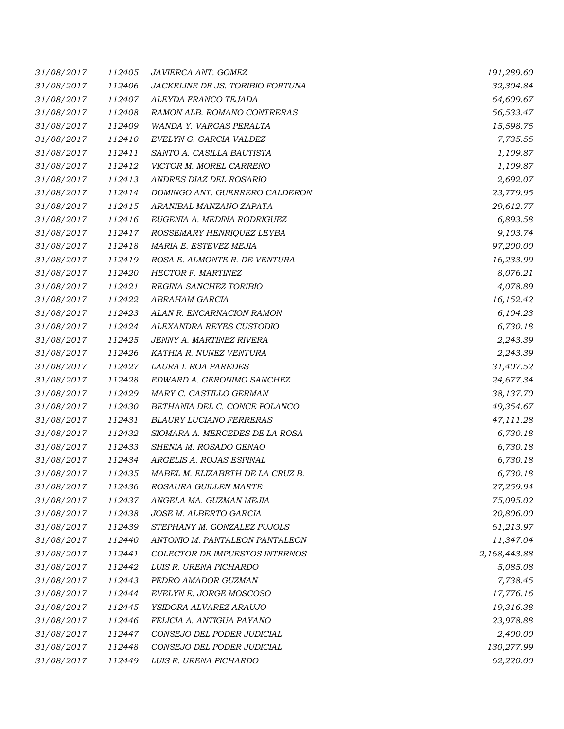| | | | |
|---|---|---|---|
| 31/08/2017 | 112405 | JAVIERCA ANT. GOMEZ | 191,289.60 |
| 31/08/2017 | 112406 | JACKELINE DE JS. TORIBIO FORTUNA | 32,304.84 |
| 31/08/2017 | 112407 | ALEYDA FRANCO TEJADA | 64,609.67 |
| 31/08/2017 | 112408 | RAMON ALB. ROMANO CONTRERAS | 56,533.47 |
| 31/08/2017 | 112409 | WANDA Y. VARGAS PERALTA | 15,598.75 |
| 31/08/2017 | 112410 | EVELYN G. GARCIA VALDEZ | 7,735.55 |
| 31/08/2017 | 112411 | SANTO A. CASILLA BAUTISTA | 1,109.87 |
| 31/08/2017 | 112412 | VICTOR M. MOREL CARREÑO | 1,109.87 |
| 31/08/2017 | 112413 | ANDRES DIAZ DEL ROSARIO | 2,692.07 |
| 31/08/2017 | 112414 | DOMINGO ANT. GUERRERO CALDERON | 23,779.95 |
| 31/08/2017 | 112415 | ARANIBAL MANZANO ZAPATA | 29,612.77 |
| 31/08/2017 | 112416 | EUGENIA A. MEDINA RODRIGUEZ | 6,893.58 |
| 31/08/2017 | 112417 | ROSSEMARY HENRIQUEZ LEYBA | 9,103.74 |
| 31/08/2017 | 112418 | MARIA E. ESTEVEZ MEJIA | 97,200.00 |
| 31/08/2017 | 112419 | ROSA E. ALMONTE R. DE VENTURA | 16,233.99 |
| 31/08/2017 | 112420 | HECTOR F. MARTINEZ | 8,076.21 |
| 31/08/2017 | 112421 | REGINA SANCHEZ TORIBIO | 4,078.89 |
| 31/08/2017 | 112422 | ABRAHAM GARCIA | 16,152.42 |
| 31/08/2017 | 112423 | ALAN R. ENCARNACION RAMON | 6,104.23 |
| 31/08/2017 | 112424 | ALEXANDRA REYES CUSTODIO | 6,730.18 |
| 31/08/2017 | 112425 | JENNY A. MARTINEZ RIVERA | 2,243.39 |
| 31/08/2017 | 112426 | KATHIA R. NUNEZ VENTURA | 2,243.39 |
| 31/08/2017 | 112427 | LAURA I. ROA PAREDES | 31,407.52 |
| 31/08/2017 | 112428 | EDWARD A. GERONIMO SANCHEZ | 24,677.34 |
| 31/08/2017 | 112429 | MARY C. CASTILLO GERMAN | 38,137.70 |
| 31/08/2017 | 112430 | BETHANIA DEL C. CONCE POLANCO | 49,354.67 |
| 31/08/2017 | 112431 | BLAURY LUCIANO FERRERAS | 47,111.28 |
| 31/08/2017 | 112432 | SIOMARA A. MERCEDES DE LA ROSA | 6,730.18 |
| 31/08/2017 | 112433 | SHENIA M. ROSADO GENAO | 6,730.18 |
| 31/08/2017 | 112434 | ARGELIS A. ROJAS ESPINAL | 6,730.18 |
| 31/08/2017 | 112435 | MABEL M. ELIZABETH DE LA CRUZ B. | 6,730.18 |
| 31/08/2017 | 112436 | ROSAURA GUILLEN MARTE | 27,259.94 |
| 31/08/2017 | 112437 | ANGELA MA. GUZMAN MEJIA | 75,095.02 |
| 31/08/2017 | 112438 | JOSE M. ALBERTO GARCIA | 20,806.00 |
| 31/08/2017 | 112439 | STEPHANY M. GONZALEZ PUJOLS | 61,213.97 |
| 31/08/2017 | 112440 | ANTONIO M. PANTALEON PANTALEON | 11,347.04 |
| 31/08/2017 | 112441 | COLECTOR DE IMPUESTOS INTERNOS | 2,168,443.88 |
| 31/08/2017 | 112442 | LUIS R. URENA PICHARDO | 5,085.08 |
| 31/08/2017 | 112443 | PEDRO AMADOR GUZMAN | 7,738.45 |
| 31/08/2017 | 112444 | EVELYN E. JORGE MOSCOSO | 17,776.16 |
| 31/08/2017 | 112445 | YSIDORA ALVAREZ ARAUJO | 19,316.38 |
| 31/08/2017 | 112446 | FELICIA A. ANTIGUA PAYANO | 23,978.88 |
| 31/08/2017 | 112447 | CONSEJO DEL PODER JUDICIAL | 2,400.00 |
| 31/08/2017 | 112448 | CONSEJO DEL PODER JUDICIAL | 130,277.99 |
| 31/08/2017 | 112449 | LUIS R. URENA PICHARDO | 62,220.00 |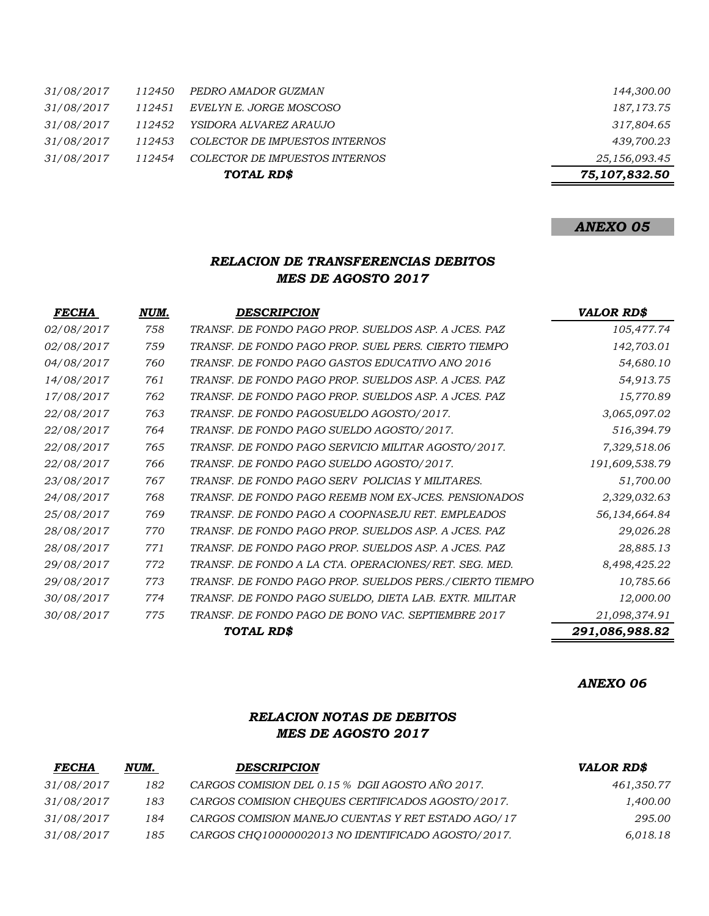| | | | |
|---|---|---|---|
| 31/08/2017 | 112450 | PEDRO AMADOR GUZMAN | 144,300.00 |
| 31/08/2017 | 112451 | EVELYN E. JORGE MOSCOSO | 187,173.75 |
| 31/08/2017 | 112452 | YSIDORA ALVAREZ ARAUJO | 317,804.65 |
| 31/08/2017 | 112453 | COLECTOR DE IMPUESTOS INTERNOS | 439,700.23 |
| 31/08/2017 | 112454 | COLECTOR DE IMPUESTOS INTERNOS | 25,156,093.45 |
| | | ***TOTAL RD$*** | ***75,107,832.50*** |

***ANEXO 05***

### *RELACION DE TRANSFERENCIAS DEBITOS*
### *MES DE AGOSTO 2017*

| *FECHA* | *NUM.* | *DESCRIPCION* | *VALOR RD$* |
|---|---|---|---|
| 02/08/2017 | 758 | TRANSF. DE FONDO PAGO PROP. SUELDOS ASP. A JCES. PAZ | 105,477.74 |
| 02/08/2017 | 759 | TRANSF. DE FONDO PAGO PROP. SUEL PERS. CIERTO TIEMPO | 142,703.01 |
| 04/08/2017 | 760 | TRANSF. DE FONDO PAGO GASTOS EDUCATIVO ANO 2016 | 54,680.10 |
| 14/08/2017 | 761 | TRANSF. DE FONDO PAGO PROP. SUELDOS ASP. A JCES. PAZ | 54,913.75 |
| 17/08/2017 | 762 | TRANSF. DE FONDO PAGO PROP. SUELDOS ASP. A JCES. PAZ | 15,770.89 |
| 22/08/2017 | 763 | TRANSF. DE FONDO PAGOSUELDO AGOSTO/2017. | 3,065,097.02 |
| 22/08/2017 | 764 | TRANSF. DE FONDO PAGO SUELDO AGOSTO/2017. | 516,394.79 |
| 22/08/2017 | 765 | TRANSF. DE FONDO PAGO SERVICIO MILITAR AGOSTO/2017. | 7,329,518.06 |
| 22/08/2017 | 766 | TRANSF. DE FONDO PAGO SUELDO AGOSTO/2017. | 191,609,538.79 |
| 23/08/2017 | 767 | TRANSF. DE FONDO PAGO SERV POLICIAS Y MILITARES. | 51,700.00 |
| 24/08/2017 | 768 | TRANSF. DE FONDO PAGO REEMB NOM EX-JCES. PENSIONADOS | 2,329,032.63 |
| 25/08/2017 | 769 | TRANSF. DE FONDO PAGO A COOPNASEJU RET. EMPLEADOS | 56,134,664.84 |
| 28/08/2017 | 770 | TRANSF. DE FONDO PAGO PROP. SUELDOS ASP. A JCES. PAZ | 29,026.28 |
| 28/08/2017 | 771 | TRANSF. DE FONDO PAGO PROP. SUELDOS ASP. A JCES. PAZ | 28,885.13 |
| 29/08/2017 | 772 | TRANSF. DE FONDO A LA CTA. OPERACIONES/RET. SEG. MED. | 8,498,425.22 |
| 29/08/2017 | 773 | TRANSF. DE FONDO PAGO PROP. SUELDOS PERS./CIERTO TIEMPO | 10,785.66 |
| 30/08/2017 | 774 | TRANSF. DE FONDO PAGO SUELDO, DIETA LAB. EXTR. MILITAR | 12,000.00 |
| 30/08/2017 | 775 | TRANSF. DE FONDO PAGO DE BONO VAC. SEPTIEMBRE 2017 | 21,098,374.91 |
| | | ***TOTAL RD$*** | ***291,086,988.82*** |

***ANEXO 06***

### *RELACION NOTAS DE DEBITOS*
### *MES DE AGOSTO 2017*

| *FECHA* | *NUM.* | *DESCRIPCION* | *VALOR RD$* |
|---|---|---|---|
| 31/08/2017 | 182 | CARGOS COMISION DEL 0.15 % DGII AGOSTO AÑO 2017. | 461,350.77 |
| 31/08/2017 | 183 | CARGOS COMISION CHEQUES CERTIFICADOS AGOSTO/2017. | 1,400.00 |
| 31/08/2017 | 184 | CARGOS COMISION MANEJO CUENTAS Y RET ESTADO AGO/17 | 295.00 |
| 31/08/2017 | 185 | CARGOS CHQ10000002013 NO IDENTIFICADO AGOSTO/2017. | 6,018.18 |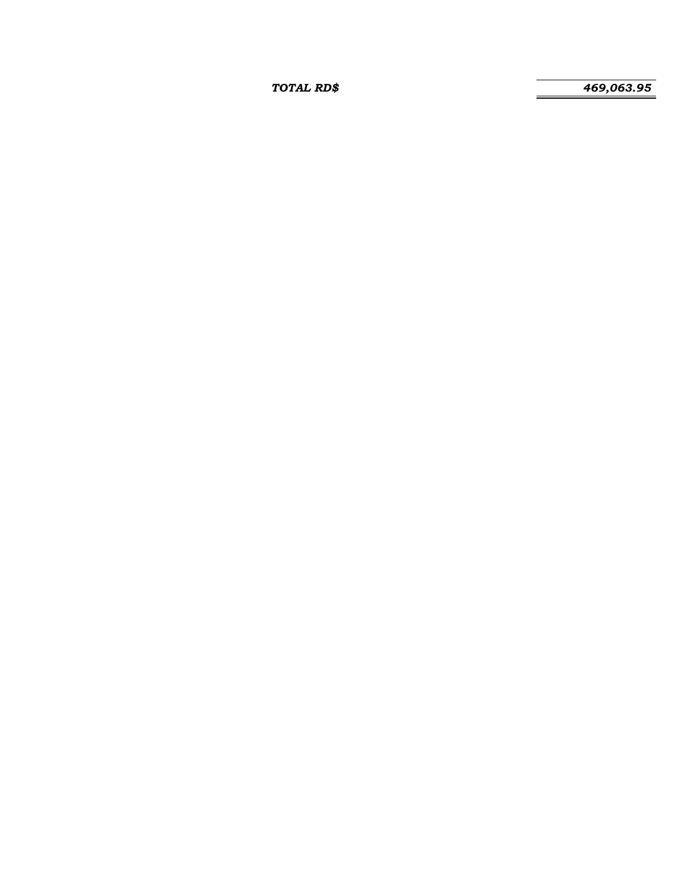| | |
|---|---|
| ***TOTAL RD$*** | ***469,063.95*** |